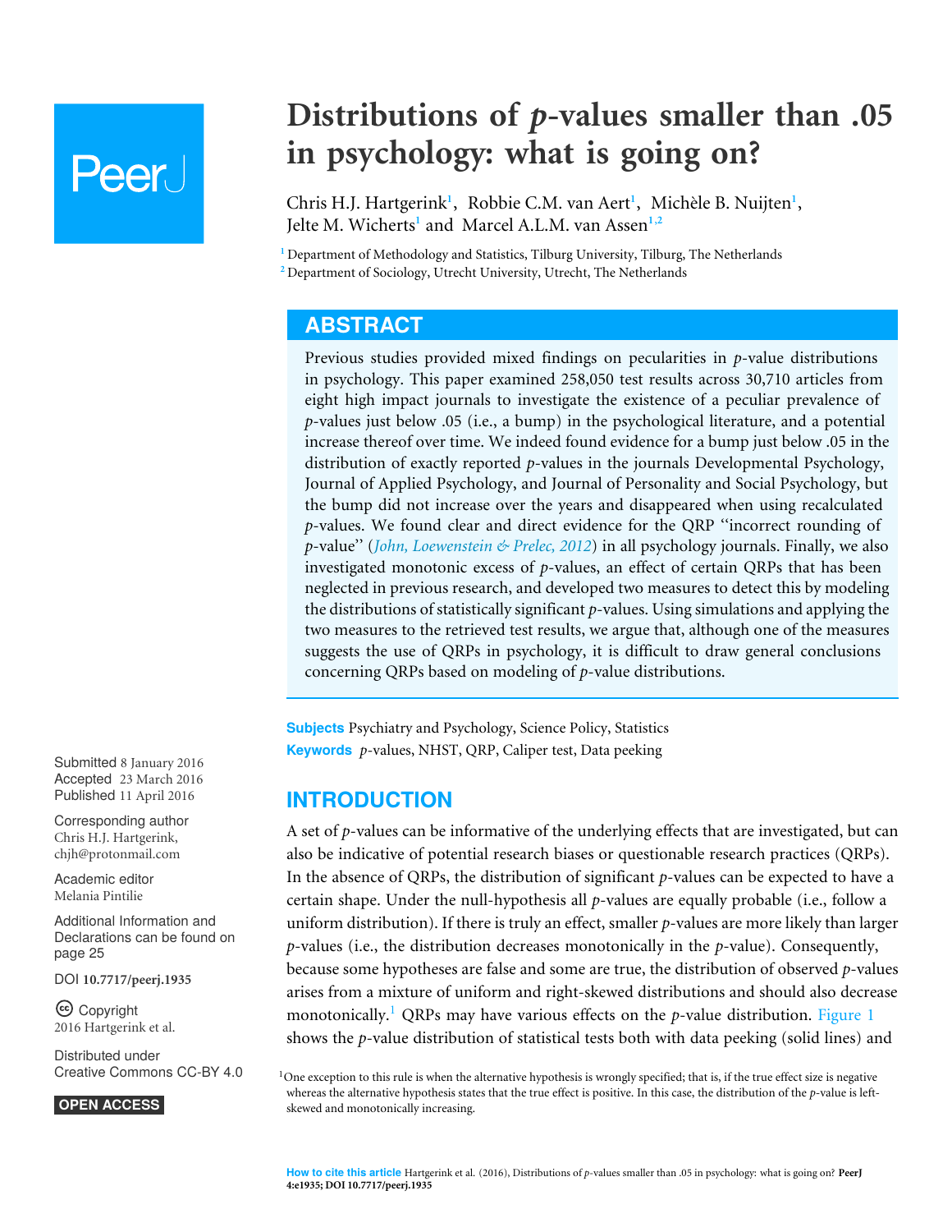# Distributions of *p*-values smaller than .05 in psychology: what is going on?

Chris H.J. Hartgerink[1], Robbie C.M. van Aert[1], Michèle B. Nuijten[1], Jelte M. Wicherts[1] and Marcel A.L.M. van Assen[1,2]

[1] Department of Methodology and Statistics, Tilburg University, Tilburg, The Netherlands
[2] Department of Sociology, Utrecht University, Utrecht, The Netherlands

## ABSTRACT

Previous studies provided mixed findings on pecularities in *p*-value distributions in psychology. This paper examined 258,050 test results across 30,710 articles from eight high impact journals to investigate the existence of a peculiar prevalence of *p*-values just below .05 (i.e., a bump) in the psychological literature, and a potential increase thereof over time. We indeed found evidence for a bump just below .05 in the distribution of exactly reported *p*-values in the journals Developmental Psychology, Journal of Applied Psychology, and Journal of Personality and Social Psychology, but the bump did not increase over the years and disappeared when using recalculated *p*-values. We found clear and direct evidence for the QRP "incorrect rounding of *p*-value" (*John, Loewenstein & Prelec, 2012*) in all psychology journals. Finally, we also investigated monotonic excess of *p*-values, an effect of certain QRPs that has been neglected in previous research, and developed two measures to detect this by modeling the distributions of statistically significant *p*-values. Using simulations and applying the two measures to the retrieved test results, we argue that, although one of the measures suggests the use of QRPs in psychology, it is difficult to draw general conclusions concerning QRPs based on modeling of *p*-value distributions.

**Subjects** Psychiatry and Psychology, Science Policy, Statistics
**Keywords** *p*-values, NHST, QRP, Caliper test, Data peeking

Submitted 8 January 2016
Accepted 23 March 2016
Published 11 April 2016

Corresponding author
Chris H.J. Hartgerink, chjh@protonmail.com

Academic editor
Melania Pintilie

Additional Information and Declarations can be found on page 25

DOI 10.7717/peerj.1935

Copyright
2016 Hartgerink et al.

Distributed under
Creative Commons CC-BY 4.0

OPEN ACCESS

## INTRODUCTION

A set of *p*-values can be informative of the underlying effects that are investigated, but can also be indicative of potential research biases or questionable research practices (QRPs). In the absence of QRPs, the distribution of significant *p*-values can be expected to have a certain shape. Under the null-hypothesis all *p*-values are equally probable (i.e., follow a uniform distribution). If there is truly an effect, smaller *p*-values are more likely than larger *p*-values (i.e., the distribution decreases monotonically in the *p*-value). Consequently, because some hypotheses are false and some are true, the distribution of observed *p*-values arises from a mixture of uniform and right-skewed distributions and should also decrease monotonically.[1] QRPs may have various effects on the *p*-value distribution. Figure 1 shows the *p*-value distribution of statistical tests both with data peeking (solid lines) and

[1] One exception to this rule is when the alternative hypothesis is wrongly specified; that is, if the true effect size is negative whereas the alternative hypothesis states that the true effect is positive. In this case, the distribution of the *p*-value is left-skewed and monotonically increasing.

**How to cite this article** Hartgerink et al. (2016), Distributions of *p*-values smaller than .05 in psychology: what is going on? **PeerJ 4:e1935; DOI 10.7717/peerj.1935**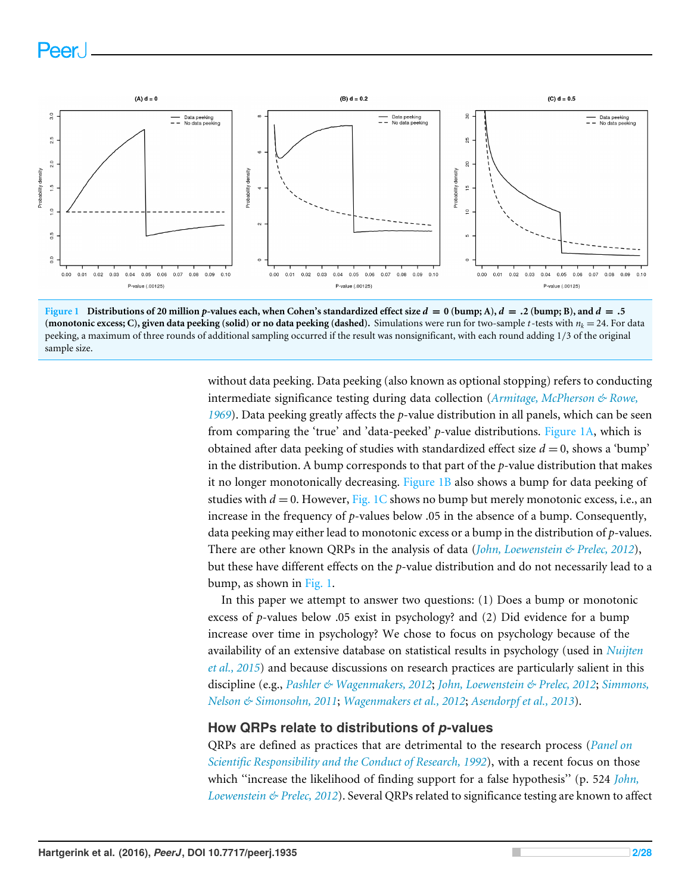**Figure 1 Distributions of 20 million $p$-values each, when Cohen's standardized effect size $d = 0$ (bump; A), $d = .2$ (bump; B), and $d = .5$ (monotonic excess; C), given data peeking (solid) or no data peeking (dashed).** Simulations were run for two-sample $t$-tests with $n_k = 24$. For data peeking, a maximum of three rounds of additional sampling occurred if the result was nonsignificant, with each round adding 1/3 of the original sample size.

without data peeking. Data peeking (also known as optional stopping) refers to conducting intermediate significance testing during data collection (Armitage, McPherson & Rowe, 1969). Data peeking greatly affects the $p$-value distribution in all panels, which can be seen from comparing the 'true' and 'data-peeked' $p$-value distributions. Figure 1A, which is obtained after data peeking of studies with standardized effect size $d = 0$, shows a 'bump' in the distribution. A bump corresponds to that part of the $p$-value distribution that makes it no longer monotonically decreasing. Figure 1B also shows a bump for data peeking of studies with $d = 0$. However, Fig. 1C shows no bump but merely monotonic excess, i.e., an increase in the frequency of $p$-values below .05 in the absence of a bump. Consequently, data peeking may either lead to monotonic excess or a bump in the distribution of $p$-values. There are other known QRPs in the analysis of data (John, Loewenstein & Prelec, 2012), but these have different effects on the $p$-value distribution and do not necessarily lead to a bump, as shown in Fig. 1.

In this paper we attempt to answer two questions: (1) Does a bump or monotonic excess of $p$-values below .05 exist in psychology? and (2) Did evidence for a bump increase over time in psychology? We chose to focus on psychology because of the availability of an extensive database on statistical results in psychology (used in Nuijten et al., 2015) and because discussions on research practices are particularly salient in this discipline (e.g., Pashler & Wagenmakers, 2012; John, Loewenstein & Prelec, 2012; Simmons, Nelson & Simonsohn, 2011; Wagenmakers et al., 2012; Asendorpf et al., 2013).

## How QRPs relate to distributions of $p$-values

QRPs are defined as practices that are detrimental to the research process (Panel on Scientific Responsibility and the Conduct of Research, 1992), with a recent focus on those which "increase the likelihood of finding support for a false hypothesis" (p. 524 John, Loewenstein & Prelec, 2012). Several QRPs related to significance testing are known to affect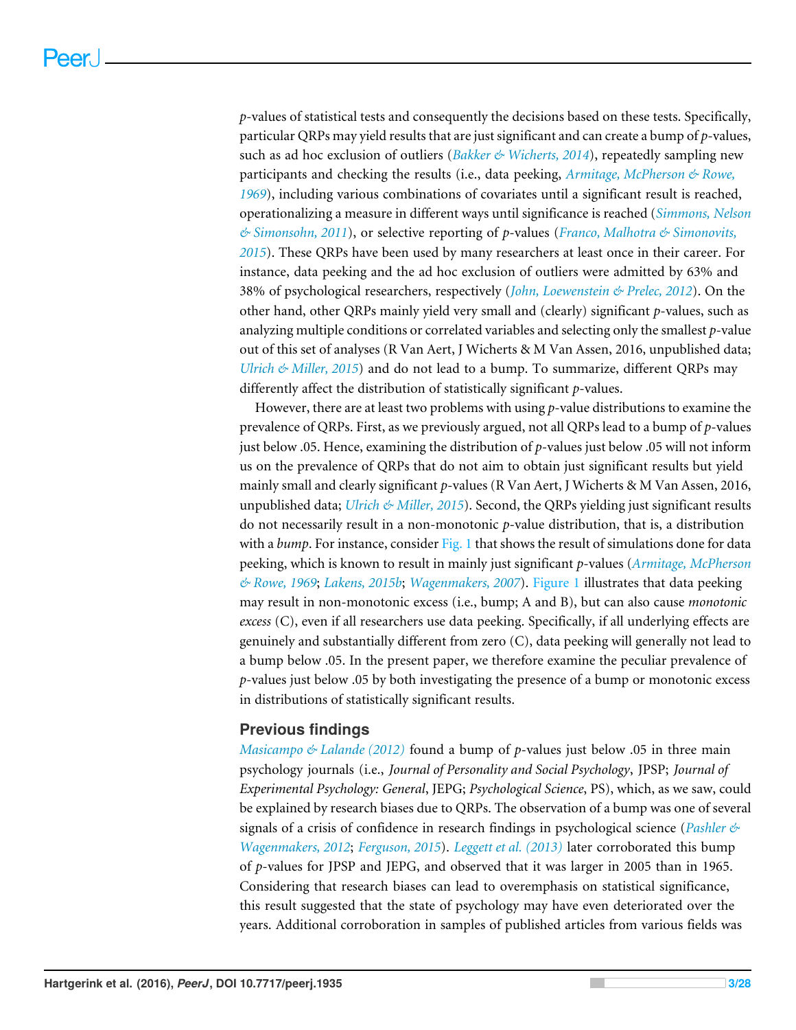*p*-values of statistical tests and consequently the decisions based on these tests. Specifically, particular QRPs may yield results that are just significant and can create a bump of *p*-values, such as ad hoc exclusion of outliers (*Bakker & Wicherts, 2014*), repeatedly sampling new participants and checking the results (i.e., data peeking, *Armitage, McPherson & Rowe, 1969*), including various combinations of covariates until a significant result is reached, operationalizing a measure in different ways until significance is reached (*Simmons, Nelson & Simonsohn, 2011*), or selective reporting of *p*-values (*Franco, Malhotra & Simonovits, 2015*). These QRPs have been used by many researchers at least once in their career. For instance, data peeking and the ad hoc exclusion of outliers were admitted by 63% and 38% of psychological researchers, respectively (*John, Loewenstein & Prelec, 2012*). On the other hand, other QRPs mainly yield very small and (clearly) significant *p*-values, such as analyzing multiple conditions or correlated variables and selecting only the smallest *p*-value out of this set of analyses (R Van Aert, J Wicherts & M Van Assen, 2016, unpublished data; *Ulrich & Miller, 2015*) and do not lead to a bump. To summarize, different QRPs may differently affect the distribution of statistically significant *p*-values.

However, there are at least two problems with using *p*-value distributions to examine the prevalence of QRPs. First, as we previously argued, not all QRPs lead to a bump of *p*-values just below .05. Hence, examining the distribution of *p*-values just below .05 will not inform us on the prevalence of QRPs that do not aim to obtain just significant results but yield mainly small and clearly significant *p*-values (R Van Aert, J Wicherts & M Van Assen, 2016, unpublished data; *Ulrich & Miller, 2015*). Second, the QRPs yielding just significant results do not necessarily result in a non-monotonic *p*-value distribution, that is, a distribution with a *bump*. For instance, consider Fig. 1 that shows the result of simulations done for data peeking, which is known to result in mainly just significant *p*-values (*Armitage, McPherson & Rowe, 1969*; *Lakens, 2015b*; *Wagenmakers, 2007*). Figure 1 illustrates that data peeking may result in non-monotonic excess (i.e., bump; A and B), but can also cause *monotonic excess* (C), even if all researchers use data peeking. Specifically, if all underlying effects are genuinely and substantially different from zero (C), data peeking will generally not lead to a bump below .05. In the present paper, we therefore examine the peculiar prevalence of *p*-values just below .05 by both investigating the presence of a bump or monotonic excess in distributions of statistically significant results.

## Previous findings

*Masicampo & Lalande (2012)* found a bump of *p*-values just below .05 in three main psychology journals (i.e., *Journal of Personality and Social Psychology*, JPSP; *Journal of Experimental Psychology: General*, JEPG; *Psychological Science*, PS), which, as we saw, could be explained by research biases due to QRPs. The observation of a bump was one of several signals of a crisis of confidence in research findings in psychological science (*Pashler & Wagenmakers, 2012*; *Ferguson, 2015*). *Leggett et al. (2013)* later corroborated this bump of *p*-values for JPSP and JEPG, and observed that it was larger in 2005 than in 1965. Considering that research biases can lead to overemphasis on statistical significance, this result suggested that the state of psychology may have even deteriorated over the years. Additional corroboration in samples of published articles from various fields was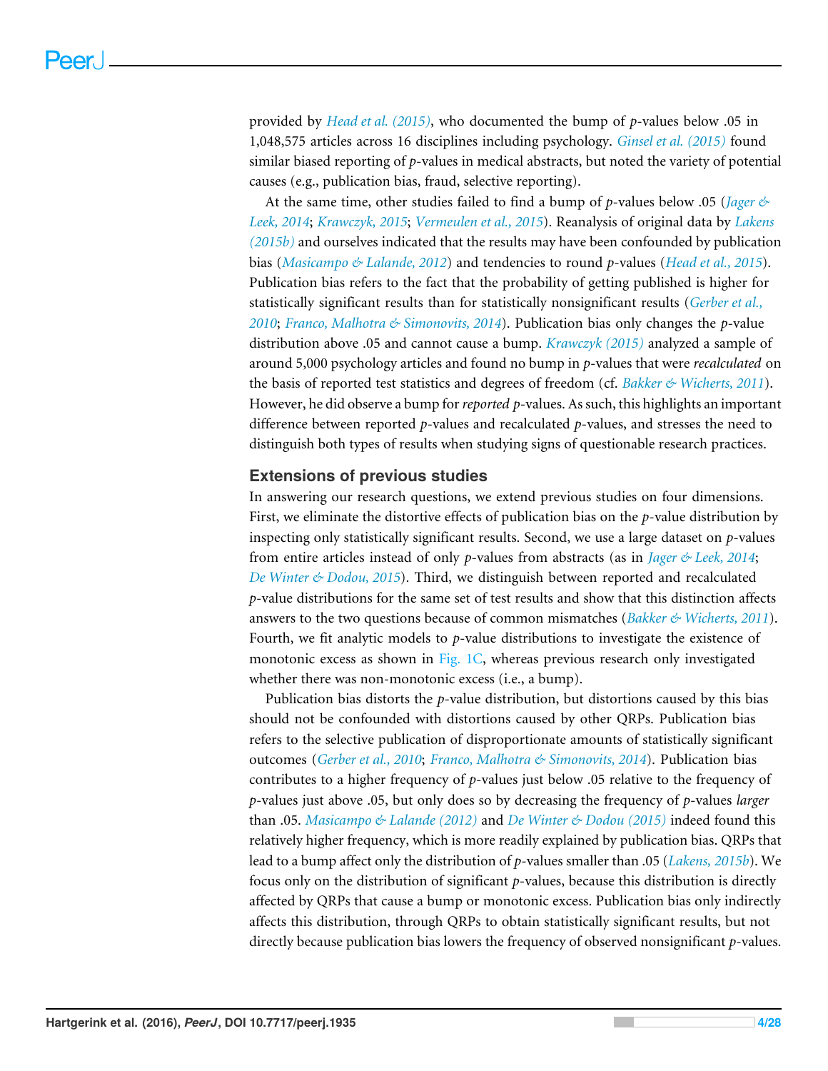provided by *Head et al. (2015)*, who documented the bump of *p*-values below .05 in 1,048,575 articles across 16 disciplines including psychology. *Ginsel et al. (2015)* found similar biased reporting of *p*-values in medical abstracts, but noted the variety of potential causes (e.g., publication bias, fraud, selective reporting).

At the same time, other studies failed to find a bump of *p*-values below .05 (*Jager & Leek, 2014*; *Krawczyk, 2015*; *Vermeulen et al., 2015*). Reanalysis of original data by *Lakens (2015b)* and ourselves indicated that the results may have been confounded by publication bias (*Masicampo & Lalande, 2012*) and tendencies to round *p*-values (*Head et al., 2015*). Publication bias refers to the fact that the probability of getting published is higher for statistically significant results than for statistically nonsignificant results (*Gerber et al., 2010*; *Franco, Malhotra & Simonovits, 2014*). Publication bias only changes the *p*-value distribution above .05 and cannot cause a bump. *Krawczyk (2015)* analyzed a sample of around 5,000 psychology articles and found no bump in *p*-values that were *recalculated* on the basis of reported test statistics and degrees of freedom (cf. *Bakker & Wicherts, 2011*). However, he did observe a bump for *reported* *p*-values. As such, this highlights an important difference between reported *p*-values and recalculated *p*-values, and stresses the need to distinguish both types of results when studying signs of questionable research practices.

## Extensions of previous studies

In answering our research questions, we extend previous studies on four dimensions. First, we eliminate the distortive effects of publication bias on the *p*-value distribution by inspecting only statistically significant results. Second, we use a large dataset on *p*-values from entire articles instead of only *p*-values from abstracts (as in *Jager & Leek, 2014*; *De Winter & Dodou, 2015*). Third, we distinguish between reported and recalculated *p*-value distributions for the same set of test results and show that this distinction affects answers to the two questions because of common mismatches (*Bakker & Wicherts, 2011*). Fourth, we fit analytic models to *p*-value distributions to investigate the existence of monotonic excess as shown in Fig. 1C, whereas previous research only investigated whether there was non-monotonic excess (i.e., a bump).

Publication bias distorts the *p*-value distribution, but distortions caused by this bias should not be confounded with distortions caused by other QRPs. Publication bias refers to the selective publication of disproportionate amounts of statistically significant outcomes (*Gerber et al., 2010*; *Franco, Malhotra & Simonovits, 2014*). Publication bias contributes to a higher frequency of *p*-values just below .05 relative to the frequency of *p*-values just above .05, but only does so by decreasing the frequency of *p*-values *larger* than .05. *Masicampo & Lalande (2012)* and *De Winter & Dodou (2015)* indeed found this relatively higher frequency, which is more readily explained by publication bias. QRPs that lead to a bump affect only the distribution of *p*-values smaller than .05 (*Lakens, 2015b*). We focus only on the distribution of significant *p*-values, because this distribution is directly affected by QRPs that cause a bump or monotonic excess. Publication bias only indirectly affects this distribution, through QRPs to obtain statistically significant results, but not directly because publication bias lowers the frequency of observed nonsignificant *p*-values.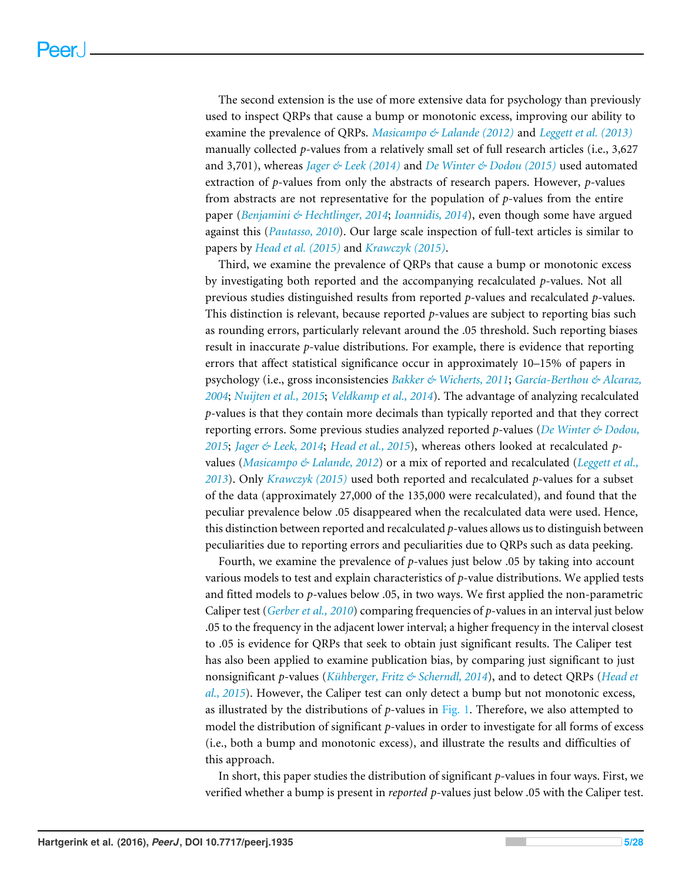The second extension is the use of more extensive data for psychology than previously used to inspect QRPs that cause a bump or monotonic excess, improving our ability to examine the prevalence of QRPs. *Masicampo & Lalande (2012)* and *Leggett et al. (2013)* manually collected *p*-values from a relatively small set of full research articles (i.e., 3,627 and 3,701), whereas *Jager & Leek (2014)* and *De Winter & Dodou (2015)* used automated extraction of *p*-values from only the abstracts of research papers. However, *p*-values from abstracts are not representative for the population of *p*-values from the entire paper (*Benjamini & Hechtlinger, 2014*; *Ioannidis, 2014*), even though some have argued against this (*Pautasso, 2010*). Our large scale inspection of full-text articles is similar to papers by *Head et al. (2015)* and *Krawczyk (2015)*.

Third, we examine the prevalence of QRPs that cause a bump or monotonic excess by investigating both reported and the accompanying recalculated *p*-values. Not all previous studies distinguished results from reported *p*-values and recalculated *p*-values. This distinction is relevant, because reported *p*-values are subject to reporting bias such as rounding errors, particularly relevant around the .05 threshold. Such reporting biases result in inaccurate *p*-value distributions. For example, there is evidence that reporting errors that affect statistical significance occur in approximately 10–15% of papers in psychology (i.e., gross inconsistencies *Bakker & Wicherts, 2011*; *García-Berthou & Alcaraz, 2004*; *Nuijten et al., 2015*; *Veldkamp et al., 2014*). The advantage of analyzing recalculated *p*-values is that they contain more decimals than typically reported and that they correct reporting errors. Some previous studies analyzed reported *p*-values (*De Winter & Dodou, 2015*; *Jager & Leek, 2014*; *Head et al., 2015*), whereas others looked at recalculated *p*-values (*Masicampo & Lalande, 2012*) or a mix of reported and recalculated (*Leggett et al., 2013*). Only *Krawczyk (2015)* used both reported and recalculated *p*-values for a subset of the data (approximately 27,000 of the 135,000 were recalculated), and found that the peculiar prevalence below .05 disappeared when the recalculated data were used. Hence, this distinction between reported and recalculated *p*-values allows us to distinguish between peculiarities due to reporting errors and peculiarities due to QRPs such as data peeking.

Fourth, we examine the prevalence of *p*-values just below .05 by taking into account various models to test and explain characteristics of *p*-value distributions. We applied tests and fitted models to *p*-values below .05, in two ways. We first applied the non-parametric Caliper test (*Gerber et al., 2010*) comparing frequencies of *p*-values in an interval just below .05 to the frequency in the adjacent lower interval; a higher frequency in the interval closest to .05 is evidence for QRPs that seek to obtain just significant results. The Caliper test has also been applied to examine publication bias, by comparing just significant to just nonsignificant *p*-values (*Kühberger, Fritz & Scherndl, 2014*), and to detect QRPs (*Head et al., 2015*). However, the Caliper test can only detect a bump but not monotonic excess, as illustrated by the distributions of *p*-values in Fig. 1. Therefore, we also attempted to model the distribution of significant *p*-values in order to investigate for all forms of excess (i.e., both a bump and monotonic excess), and illustrate the results and difficulties of this approach.

In short, this paper studies the distribution of significant *p*-values in four ways. First, we verified whether a bump is present in *reported* *p*-values just below .05 with the Caliper test.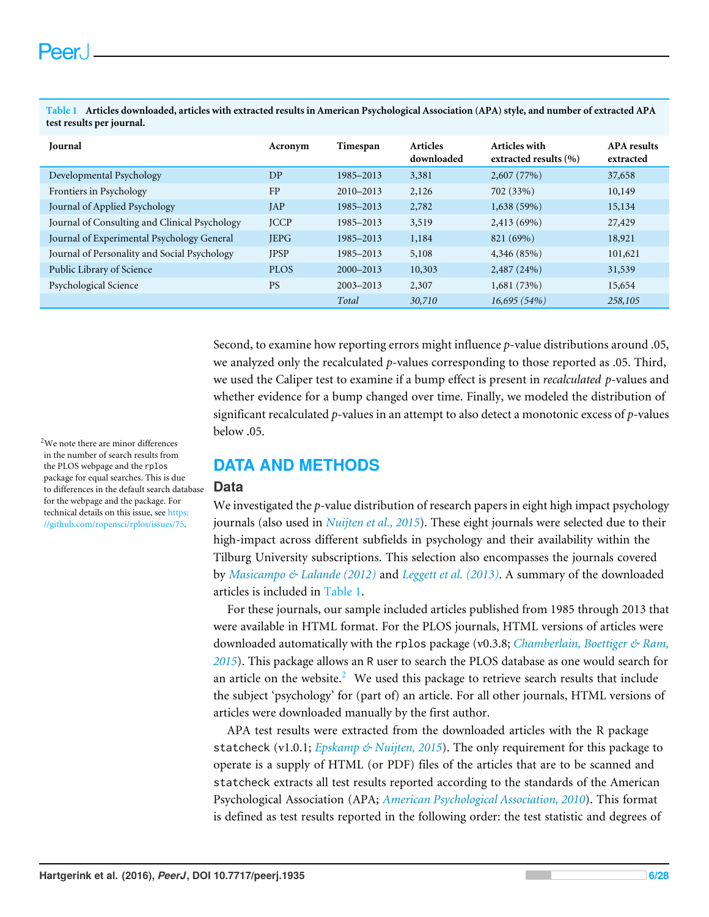**Table 1** Articles downloaded, articles with extracted results in American Psychological Association (APA) style, and number of extracted APA test results per journal.

| Journal | Acronym | Timespan | Articles downloaded | Articles with extracted results (%) | APA results extracted |
|---|---|---|---|---|---|
| Developmental Psychology | DP | 1985–2013 | 3,381 | 2,607 (77%) | 37,658 |
| Frontiers in Psychology | FP | 2010–2013 | 2,126 | 702 (33%) | 10,149 |
| Journal of Applied Psychology | JAP | 1985–2013 | 2,782 | 1,638 (59%) | 15,134 |
| Journal of Consulting and Clinical Psychology | JCCP | 1985–2013 | 3,519 | 2,413 (69%) | 27,429 |
| Journal of Experimental Psychology General | JEPG | 1985–2013 | 1,184 | 821 (69%) | 18,921 |
| Journal of Personality and Social Psychology | JPSP | 1985–2013 | 5,108 | 4,346 (85%) | 101,621 |
| Public Library of Science | PLOS | 2000–2013 | 10,303 | 2,487 (24%) | 31,539 |
| Psychological Science | PS | 2003–2013 | 2,307 | 1,681 (73%) | 15,654 |
| | | *Total* | *30,710* | *16,695 (54%)* | *258,105* |

Second, to examine how reporting errors might influence *p*-value distributions around .05, we analyzed only the recalculated *p*-values corresponding to those reported as .05. Third, we used the Caliper test to examine if a bump effect is present in *recalculated* *p*-values and whether evidence for a bump changed over time. Finally, we modeled the distribution of significant recalculated *p*-values in an attempt to also detect a monotonic excess of *p*-values below .05.

## DATA AND METHODS

### Data

We investigated the *p*-value distribution of research papers in eight high impact psychology journals (also used in *Nuijten et al., 2015*). These eight journals were selected due to their high-impact across different subfields in psychology and their availability within the Tilburg University subscriptions. This selection also encompasses the journals covered by *Masicampo & Lalande (2012)* and *Leggett et al. (2013)*. A summary of the downloaded articles is included in Table 1.

For these journals, our sample included articles published from 1985 through 2013 that were available in HTML format. For the PLOS journals, HTML versions of articles were downloaded automatically with the `rplos` package (v0.3.8; *Chamberlain, Boettiger & Ram, 2015*). This package allows an `R` user to search the PLOS database as one would search for an article on the website.[2] We used this package to retrieve search results that include the subject 'psychology' for (part of) an article. For all other journals, HTML versions of articles were downloaded manually by the first author.

[2] We note there are minor differences in the number of search results from the PLOS webpage and the `rplos` package for equal searches. This is due to differences in the default search database for the webpage and the package. For technical details on this issue, see https://github.com/ropensci/rplos/issues/75.

APA test results were extracted from the downloaded articles with the R package `statcheck` (v1.0.1; *Epskamp & Nuijten, 2015*). The only requirement for this package to operate is a supply of HTML (or PDF) files of the articles that are to be scanned and `statcheck` extracts all test results reported according to the standards of the American Psychological Association (APA; *American Psychological Association, 2010*). This format is defined as test results reported in the following order: the test statistic and degrees of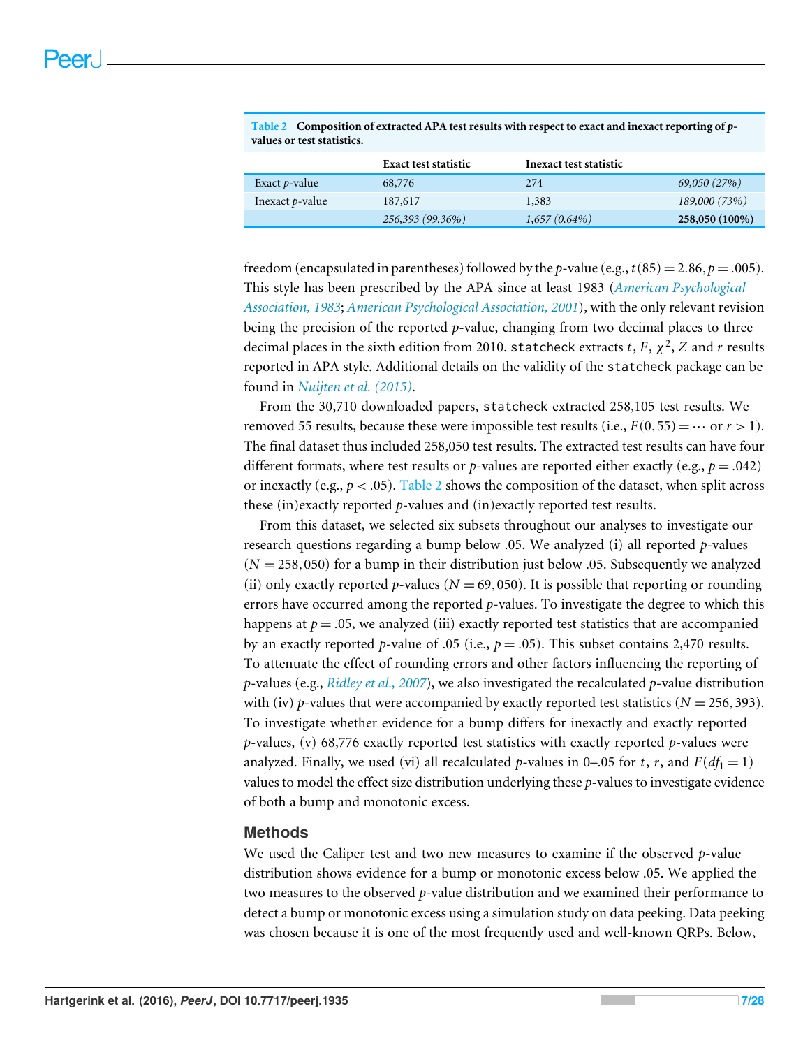**Table 2 Composition of extracted APA test results with respect to exact and inexact reporting of *p*-values or test statistics.**

| | Exact test statistic | Inexact test statistic | |
|---|---|---|---|
| Exact *p*-value | 68,776 | 274 | *69,050 (27%)* |
| Inexact *p*-value | 187,617 | 1,383 | *189,000 (73%)* |
| | *256,393 (99.36%)* | *1,657 (0.64%)* | **258,050 (100%)** |

freedom (encapsulated in parentheses) followed by the *p*-value (e.g., $t(85) = 2.86, p = .005$). This style has been prescribed by the APA since at least 1983 (American Psychological Association, 1983; American Psychological Association, 2001), with the only relevant revision being the precision of the reported *p*-value, changing from two decimal places to three decimal places in the sixth edition from 2010. `statcheck` extracts $t$, $F$, $\chi^2$, $Z$ and $r$ results reported in APA style. Additional details on the validity of the `statcheck` package can be found in Nuijten et al. (2015).

From the 30,710 downloaded papers, `statcheck` extracted 258,105 test results. We removed 55 results, because these were impossible test results (i.e., $F(0,55) = \cdots$ or $r > 1$). The final dataset thus included 258,050 test results. The extracted test results can have four different formats, where test results or *p*-values are reported either exactly (e.g., $p = .042$) or inexactly (e.g., $p < .05$). Table 2 shows the composition of the dataset, when split across these (in)exactly reported *p*-values and (in)exactly reported test results.

From this dataset, we selected six subsets throughout our analyses to investigate our research questions regarding a bump below .05. We analyzed (i) all reported *p*-values ($N = 258{,}050$) for a bump in their distribution just below .05. Subsequently we analyzed (ii) only exactly reported *p*-values ($N = 69{,}050$). It is possible that reporting or rounding errors have occurred among the reported *p*-values. To investigate the degree to which this happens at $p = .05$, we analyzed (iii) exactly reported test statistics that are accompanied by an exactly reported *p*-value of .05 (i.e., $p = .05$). This subset contains 2,470 results. To attenuate the effect of rounding errors and other factors influencing the reporting of *p*-values (e.g., Ridley et al., 2007), we also investigated the recalculated *p*-value distribution with (iv) *p*-values that were accompanied by exactly reported test statistics ($N = 256{,}393$). To investigate whether evidence for a bump differs for inexactly and exactly reported *p*-values, (v) 68,776 exactly reported test statistics with exactly reported *p*-values were analyzed. Finally, we used (vi) all recalculated *p*-values in 0–.05 for $t$, $r$, and $F(df_1 = 1)$ values to model the effect size distribution underlying these *p*-values to investigate evidence of both a bump and monotonic excess.

## Methods

We used the Caliper test and two new measures to examine if the observed *p*-value distribution shows evidence for a bump or monotonic excess below .05. We applied the two measures to the observed *p*-value distribution and we examined their performance to detect a bump or monotonic excess using a simulation study on data peeking. Data peeking was chosen because it is one of the most frequently used and well-known QRPs. Below,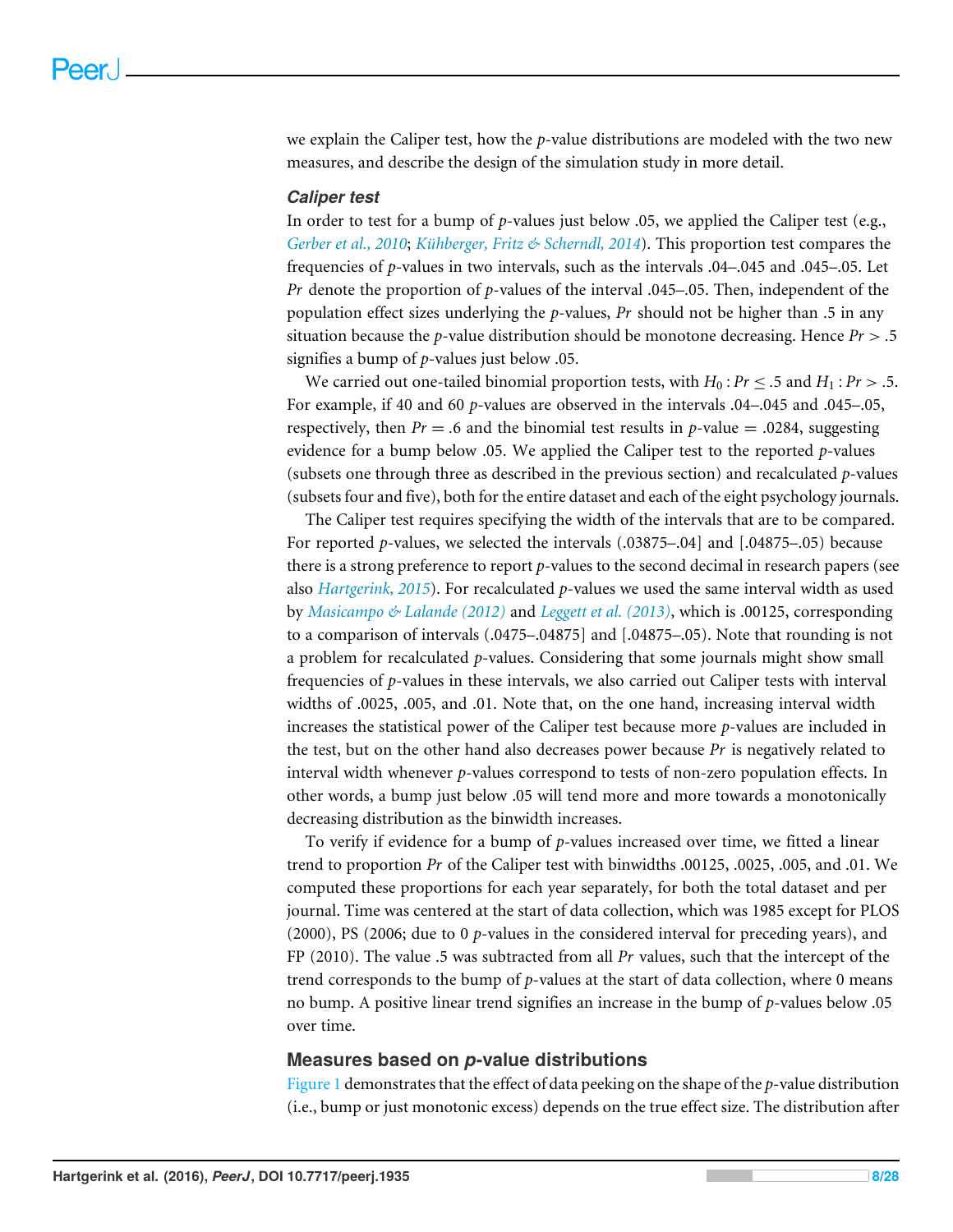we explain the Caliper test, how the *p*-value distributions are modeled with the two new measures, and describe the design of the simulation study in more detail.

### *Caliper test*

In order to test for a bump of *p*-values just below .05, we applied the Caliper test (e.g., *Gerber et al., 2010*; *Kühberger, Fritz & Scherndl, 2014*). This proportion test compares the frequencies of *p*-values in two intervals, such as the intervals .04–.045 and .045–.05. Let *Pr* denote the proportion of *p*-values of the interval .045–.05. Then, independent of the population effect sizes underlying the *p*-values, *Pr* should not be higher than .5 in any situation because the *p*-value distribution should be monotone decreasing. Hence $Pr > .5$ signifies a bump of *p*-values just below .05.

We carried out one-tailed binomial proportion tests, with $H_0: Pr \leq .5$ and $H_1: Pr > .5$. For example, if 40 and 60 *p*-values are observed in the intervals .04–.045 and .045–.05, respectively, then $Pr = .6$ and the binomial test results in *p*-value = .0284, suggesting evidence for a bump below .05. We applied the Caliper test to the reported *p*-values (subsets one through three as described in the previous section) and recalculated *p*-values (subsets four and five), both for the entire dataset and each of the eight psychology journals.

The Caliper test requires specifying the width of the intervals that are to be compared. For reported *p*-values, we selected the intervals (.03875–.04] and [.04875–.05) because there is a strong preference to report *p*-values to the second decimal in research papers (see also *Hartgerink, 2015*). For recalculated *p*-values we used the same interval width as used by *Masicampo & Lalande (2012)* and *Leggett et al. (2013)*, which is .00125, corresponding to a comparison of intervals (.0475–.04875] and [.04875–.05). Note that rounding is not a problem for recalculated *p*-values. Considering that some journals might show small frequencies of *p*-values in these intervals, we also carried out Caliper tests with interval widths of .0025, .005, and .01. Note that, on the one hand, increasing interval width increases the statistical power of the Caliper test because more *p*-values are included in the test, but on the other hand also decreases power because *Pr* is negatively related to interval width whenever *p*-values correspond to tests of non-zero population effects. In other words, a bump just below .05 will tend more and more towards a monotonically decreasing distribution as the binwidth increases.

To verify if evidence for a bump of *p*-values increased over time, we fitted a linear trend to proportion *Pr* of the Caliper test with binwidths .00125, .0025, .005, and .01. We computed these proportions for each year separately, for both the total dataset and per journal. Time was centered at the start of data collection, which was 1985 except for PLOS (2000), PS (2006; due to 0 *p*-values in the considered interval for preceding years), and FP (2010). The value .5 was subtracted from all *Pr* values, such that the intercept of the trend corresponds to the bump of *p*-values at the start of data collection, where 0 means no bump. A positive linear trend signifies an increase in the bump of *p*-values below .05 over time.

## Measures based on *p*-value distributions

Figure 1 demonstrates that the effect of data peeking on the shape of the *p*-value distribution (i.e., bump or just monotonic excess) depends on the true effect size. The distribution after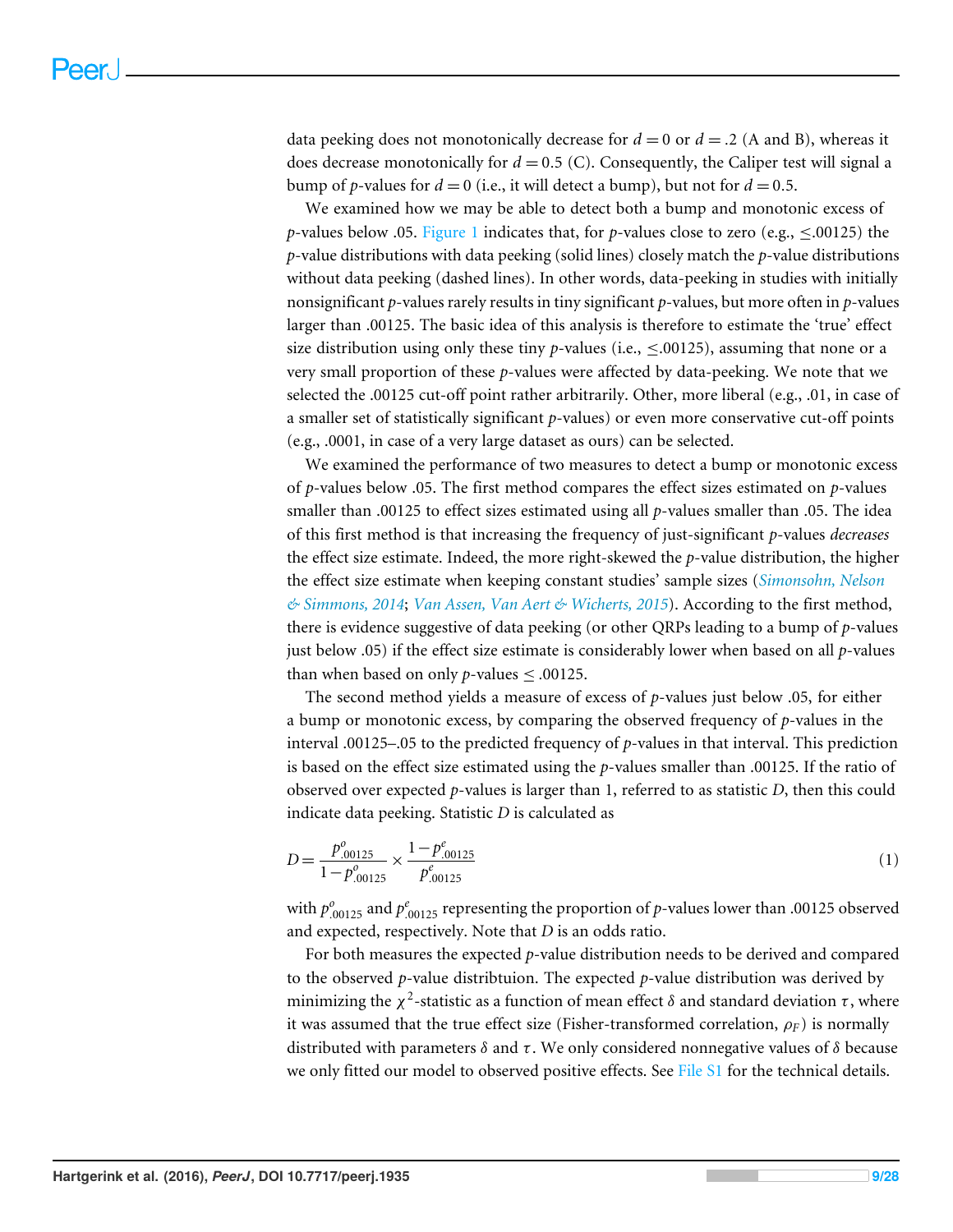data peeking does not monotonically decrease for $d = 0$ or $d = .2$ (A and B), whereas it does decrease monotonically for $d = 0.5$ (C). Consequently, the Caliper test will signal a bump of $p$-values for $d = 0$ (i.e., it will detect a bump), but not for $d = 0.5$.

We examined how we may be able to detect both a bump and monotonic excess of $p$-values below .05. Figure 1 indicates that, for $p$-values close to zero (e.g., $\leq .00125$) the $p$-value distributions with data peeking (solid lines) closely match the $p$-value distributions without data peeking (dashed lines). In other words, data-peeking in studies with initially nonsignificant $p$-values rarely results in tiny significant $p$-values, but more often in $p$-values larger than .00125. The basic idea of this analysis is therefore to estimate the 'true' effect size distribution using only these tiny $p$-values (i.e., $\leq .00125$), assuming that none or a very small proportion of these $p$-values were affected by data-peeking. We note that we selected the .00125 cut-off point rather arbitrarily. Other, more liberal (e.g., .01, in case of a smaller set of statistically significant $p$-values) or even more conservative cut-off points (e.g., .0001, in case of a very large dataset as ours) can be selected.

We examined the performance of two measures to detect a bump or monotonic excess of $p$-values below .05. The first method compares the effect sizes estimated on $p$-values smaller than .00125 to effect sizes estimated using all $p$-values smaller than .05. The idea of this first method is that increasing the frequency of just-significant $p$-values *decreases* the effect size estimate. Indeed, the more right-skewed the $p$-value distribution, the higher the effect size estimate when keeping constant studies' sample sizes (*Simonsohn, Nelson & Simmons, 2014*; *Van Assen, Van Aert & Wicherts, 2015*). According to the first method, there is evidence suggestive of data peeking (or other QRPs leading to a bump of $p$-values just below .05) if the effect size estimate is considerably lower when based on all $p$-values than when based on only $p$-values $\leq .00125$.

The second method yields a measure of excess of $p$-values just below .05, for either a bump or monotonic excess, by comparing the observed frequency of $p$-values in the interval .00125–.05 to the predicted frequency of $p$-values in that interval. This prediction is based on the effect size estimated using the $p$-values smaller than .00125. If the ratio of observed over expected $p$-values is larger than 1, referred to as statistic $D$, then this could indicate data peeking. Statistic $D$ is calculated as

$$D = \frac{p^{o}_{.00125}}{1 - p^{o}_{.00125}} \times \frac{1 - p^{e}_{.00125}}{p^{e}_{.00125}} \tag{1}$$

with $p^{o}_{.00125}$ and $p^{e}_{.00125}$ representing the proportion of $p$-values lower than .00125 observed and expected, respectively. Note that $D$ is an odds ratio.

For both measures the expected $p$-value distribution needs to be derived and compared to the observed $p$-value distribtuion. The expected $p$-value distribution was derived by minimizing the $\chi^2$-statistic as a function of mean effect $\delta$ and standard deviation $\tau$, where it was assumed that the true effect size (Fisher-transformed correlation, $\rho_F$) is normally distributed with parameters $\delta$ and $\tau$. We only considered nonnegative values of $\delta$ because we only fitted our model to observed positive effects. See File S1 for the technical details.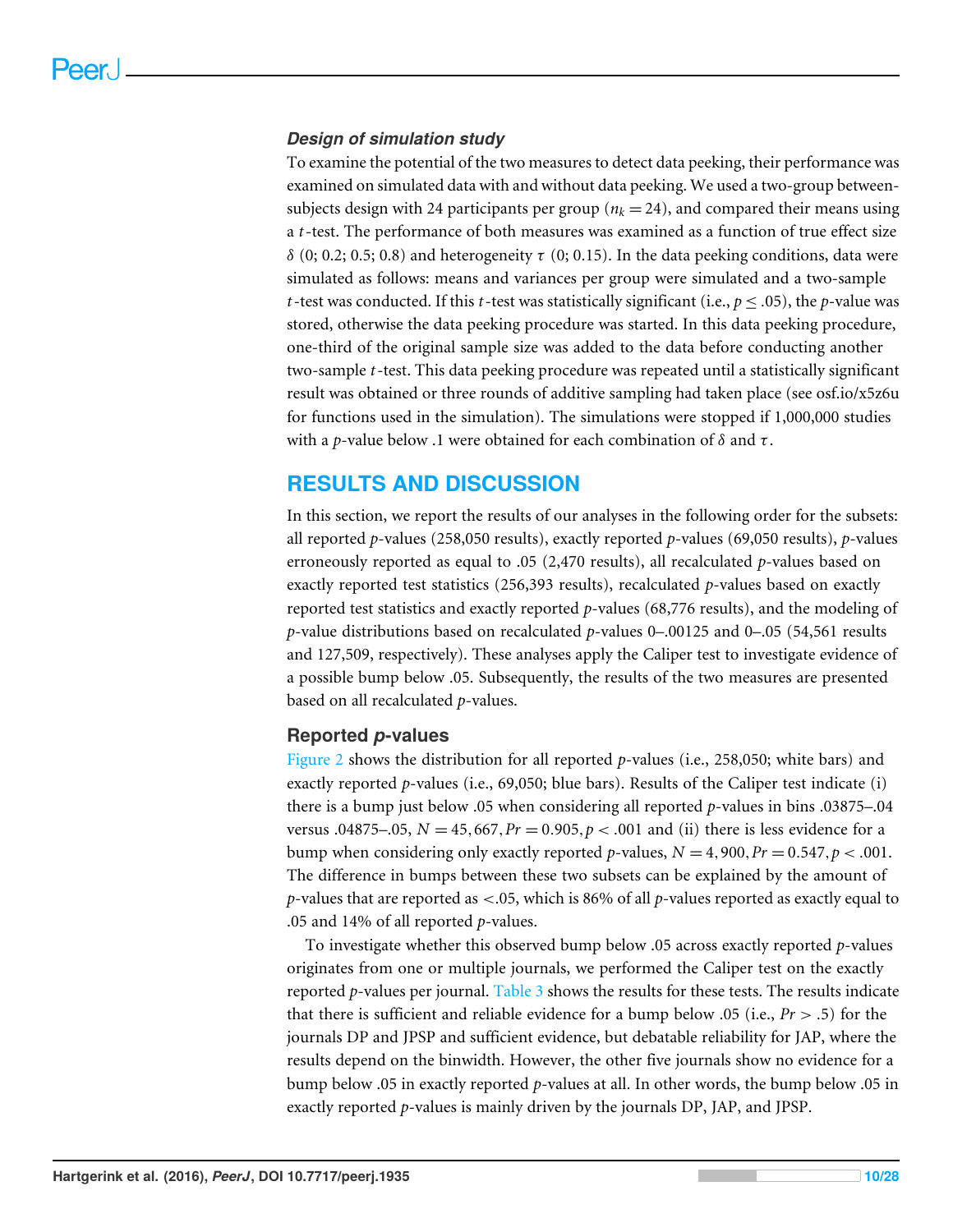### *Design of simulation study*

To examine the potential of the two measures to detect data peeking, their performance was examined on simulated data with and without data peeking. We used a two-group between-subjects design with 24 participants per group ($n_k = 24$), and compared their means using a $t$-test. The performance of both measures was examined as a function of true effect size $\delta$ (0; 0.2; 0.5; 0.8) and heterogeneity $\tau$ (0; 0.15). In the data peeking conditions, data were simulated as follows: means and variances per group were simulated and a two-sample $t$-test was conducted. If this $t$-test was statistically significant (i.e., $p \leq .05$), the $p$-value was stored, otherwise the data peeking procedure was started. In this data peeking procedure, one-third of the original sample size was added to the data before conducting another two-sample $t$-test. This data peeking procedure was repeated until a statistically significant result was obtained or three rounds of additive sampling had taken place (see osf.io/x5z6u for functions used in the simulation). The simulations were stopped if 1,000,000 studies with a $p$-value below .1 were obtained for each combination of $\delta$ and $\tau$.

## RESULTS AND DISCUSSION

In this section, we report the results of our analyses in the following order for the subsets: all reported $p$-values (258,050 results), exactly reported $p$-values (69,050 results), $p$-values erroneously reported as equal to .05 (2,470 results), all recalculated $p$-values based on exactly reported test statistics (256,393 results), recalculated $p$-values based on exactly reported test statistics and exactly reported $p$-values (68,776 results), and the modeling of $p$-value distributions based on recalculated $p$-values 0–.00125 and 0–.05 (54,561 results and 127,509, respectively). These analyses apply the Caliper test to investigate evidence of a possible bump below .05. Subsequently, the results of the two measures are presented based on all recalculated $p$-values.

### Reported *p*-values

Figure 2 shows the distribution for all reported $p$-values (i.e., 258,050; white bars) and exactly reported $p$-values (i.e., 69,050; blue bars). Results of the Caliper test indicate (i) there is a bump just below .05 when considering all reported $p$-values in bins .03875–.04 versus .04875–.05, $N = 45,667, Pr = 0.905, p < .001$ and (ii) there is less evidence for a bump when considering only exactly reported $p$-values, $N = 4,900, Pr = 0.547, p < .001$. The difference in bumps between these two subsets can be explained by the amount of $p$-values that are reported as $<.05$, which is 86% of all $p$-values reported as exactly equal to .05 and 14% of all reported $p$-values.

To investigate whether this observed bump below .05 across exactly reported $p$-values originates from one or multiple journals, we performed the Caliper test on the exactly reported $p$-values per journal. Table 3 shows the results for these tests. The results indicate that there is sufficient and reliable evidence for a bump below .05 (i.e., $Pr > .5$) for the journals DP and JPSP and sufficient evidence, but debatable reliability for JAP, where the results depend on the binwidth. However, the other five journals show no evidence for a bump below .05 in exactly reported $p$-values at all. In other words, the bump below .05 in exactly reported $p$-values is mainly driven by the journals DP, JAP, and JPSP.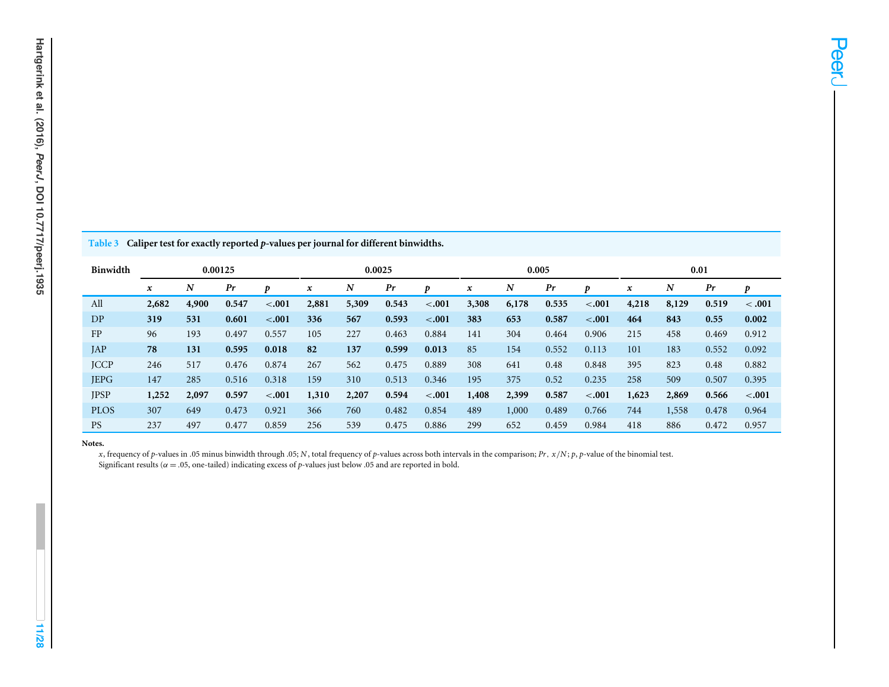**Table 3 Caliper test for exactly reported *p*-values per journal for different binwidths.**

| Binwidth | 0.00125 | | | | 0.0025 | | | | 0.005 | | | | 0.01 | | | |
|---|---|---|---|---|---|---|---|---|---|---|---|---|---|---|---|---|
| | *x* | *N* | *Pr* | *p* | *x* | *N* | *Pr* | *p* | *x* | *N* | *Pr* | *p* | *x* | *N* | *Pr* | *p* |
| All | **2,682** | **4,900** | **0.547** | **<.001** | **2,881** | **5,309** | **0.543** | **<.001** | **3,308** | **6,178** | **0.535** | **<.001** | **4,218** | **8,129** | **0.519** | **< .001** |
| DP | **319** | **531** | **0.601** | **<.001** | **336** | **567** | **0.593** | **<.001** | **383** | **653** | **0.587** | **<.001** | **464** | **843** | **0.55** | **0.002** |
| FP | 96 | 193 | 0.497 | 0.557 | 105 | 227 | 0.463 | 0.884 | 141 | 304 | 0.464 | 0.906 | 215 | 458 | 0.469 | 0.912 |
| JAP | **78** | **131** | **0.595** | **0.018** | **82** | **137** | **0.599** | **0.013** | 85 | 154 | 0.552 | 0.113 | 101 | 183 | 0.552 | 0.092 |
| JCCP | 246 | 517 | 0.476 | 0.874 | 267 | 562 | 0.475 | 0.889 | 308 | 641 | 0.48 | 0.848 | 395 | 823 | 0.48 | 0.882 |
| JEPG | 147 | 285 | 0.516 | 0.318 | 159 | 310 | 0.513 | 0.346 | 195 | 375 | 0.52 | 0.235 | 258 | 509 | 0.507 | 0.395 |
| JPSP | **1,252** | **2,097** | **0.597** | **<.001** | **1,310** | **2,207** | **0.594** | **<.001** | **1,408** | **2,399** | **0.587** | **<.001** | **1,623** | **2,869** | **0.566** | **<.001** |
| PLOS | 307 | 649 | 0.473 | 0.921 | 366 | 760 | 0.482 | 0.854 | 489 | 1,000 | 0.489 | 0.766 | 744 | 1,558 | 0.478 | 0.964 |
| PS | 237 | 497 | 0.477 | 0.859 | 256 | 539 | 0.475 | 0.886 | 299 | 652 | 0.459 | 0.984 | 418 | 886 | 0.472 | 0.957 |

**Notes.**

*x*, frequency of *p*-values in .05 minus binwidth through .05; *N*, total frequency of *p*-values across both intervals in the comparison; *Pr*, $x/N$; *p*, *p*-value of the binomial test.

Significant results ($\alpha = .05$, one-tailed) indicating excess of *p*-values just below .05 and are reported in bold.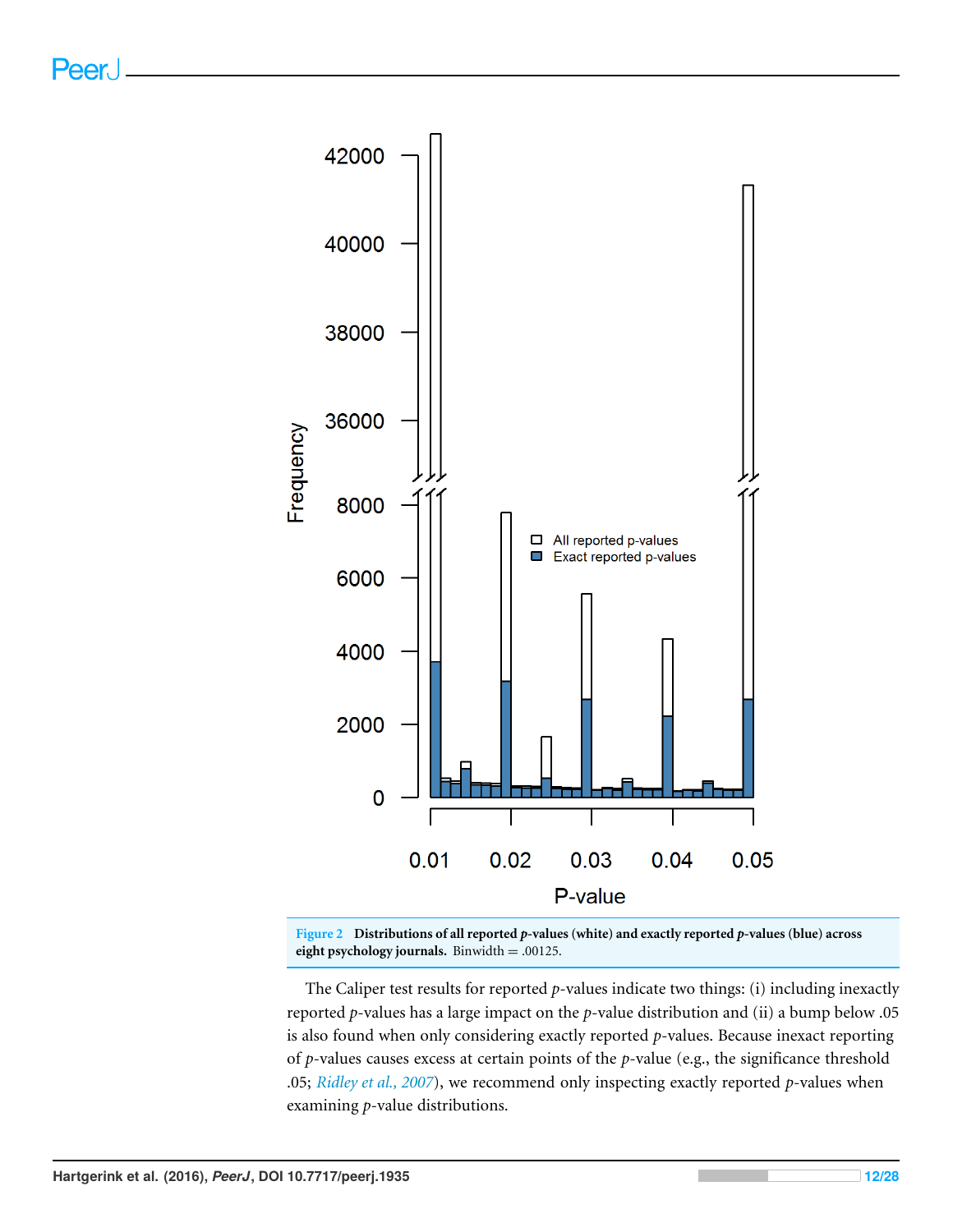**Figure 2 Distributions of all reported *p*-values (white) and exactly reported *p*-values (blue) across eight psychology journals.** Binwidth = .00125.

The Caliper test results for reported *p*-values indicate two things: (i) including inexactly reported *p*-values has a large impact on the *p*-value distribution and (ii) a bump below .05 is also found when only considering exactly reported *p*-values. Because inexact reporting of *p*-values causes excess at certain points of the *p*-value (e.g., the significance threshold .05; Ridley et al., 2007), we recommend only inspecting exactly reported *p*-values when examining *p*-value distributions.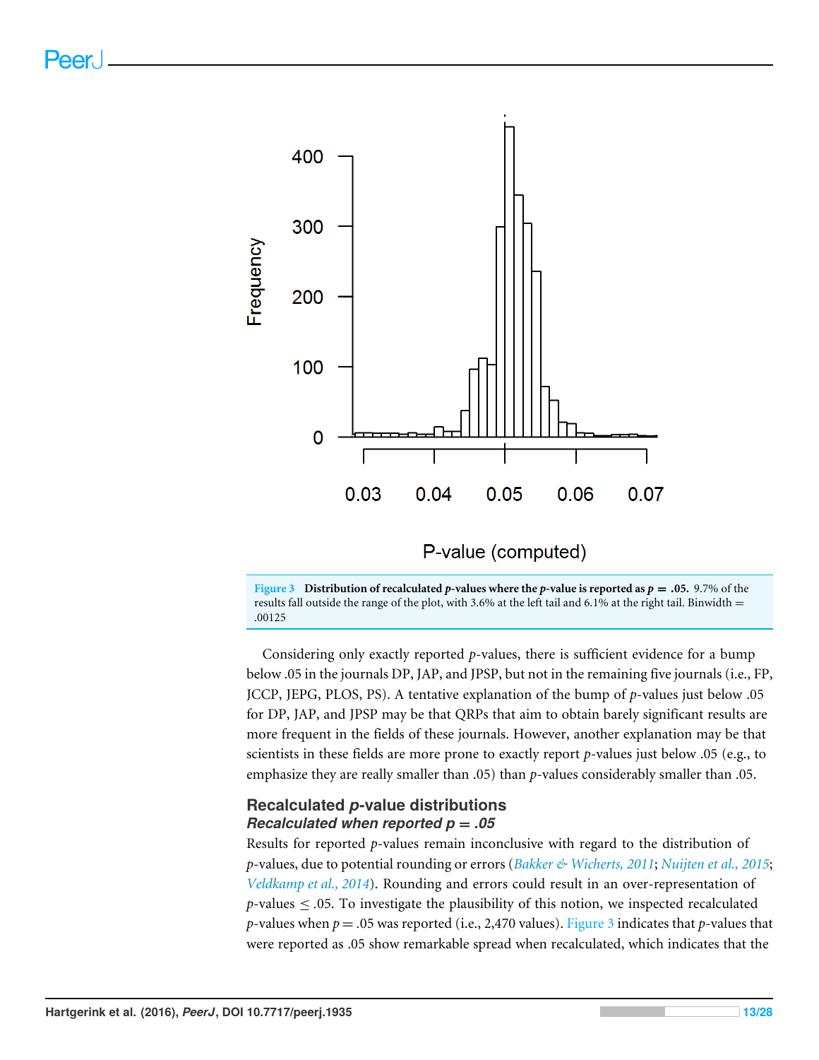**Figure 3 Distribution of recalculated *p*-values where the *p*-value is reported as $p = .05$.** 9.7% of the results fall outside the range of the plot, with 3.6% at the left tail and 6.1% at the right tail. Binwidth = .00125

Considering only exactly reported *p*-values, there is sufficient evidence for a bump below .05 in the journals DP, JAP, and JPSP, but not in the remaining five journals (i.e., FP, JCCP, JEPG, PLOS, PS). A tentative explanation of the bump of *p*-values just below .05 for DP, JAP, and JPSP may be that QRPs that aim to obtain barely significant results are more frequent in the fields of these journals. However, another explanation may be that scientists in these fields are more prone to exactly report *p*-values just below .05 (e.g., to emphasize they are really smaller than .05) than *p*-values considerably smaller than .05.

## Recalculated *p*-value distributions

### *Recalculated when reported p = .05*

Results for reported *p*-values remain inconclusive with regard to the distribution of *p*-values, due to potential rounding or errors (Bakker & Wicherts, 2011; Nuijten et al., 2015; Veldkamp et al., 2014). Rounding and errors could result in an over-representation of *p*-values $\leq .05$. To investigate the plausibility of this notion, we inspected recalculated *p*-values when $p = .05$ was reported (i.e., 2,470 values). Figure 3 indicates that *p*-values that were reported as .05 show remarkable spread when recalculated, which indicates that the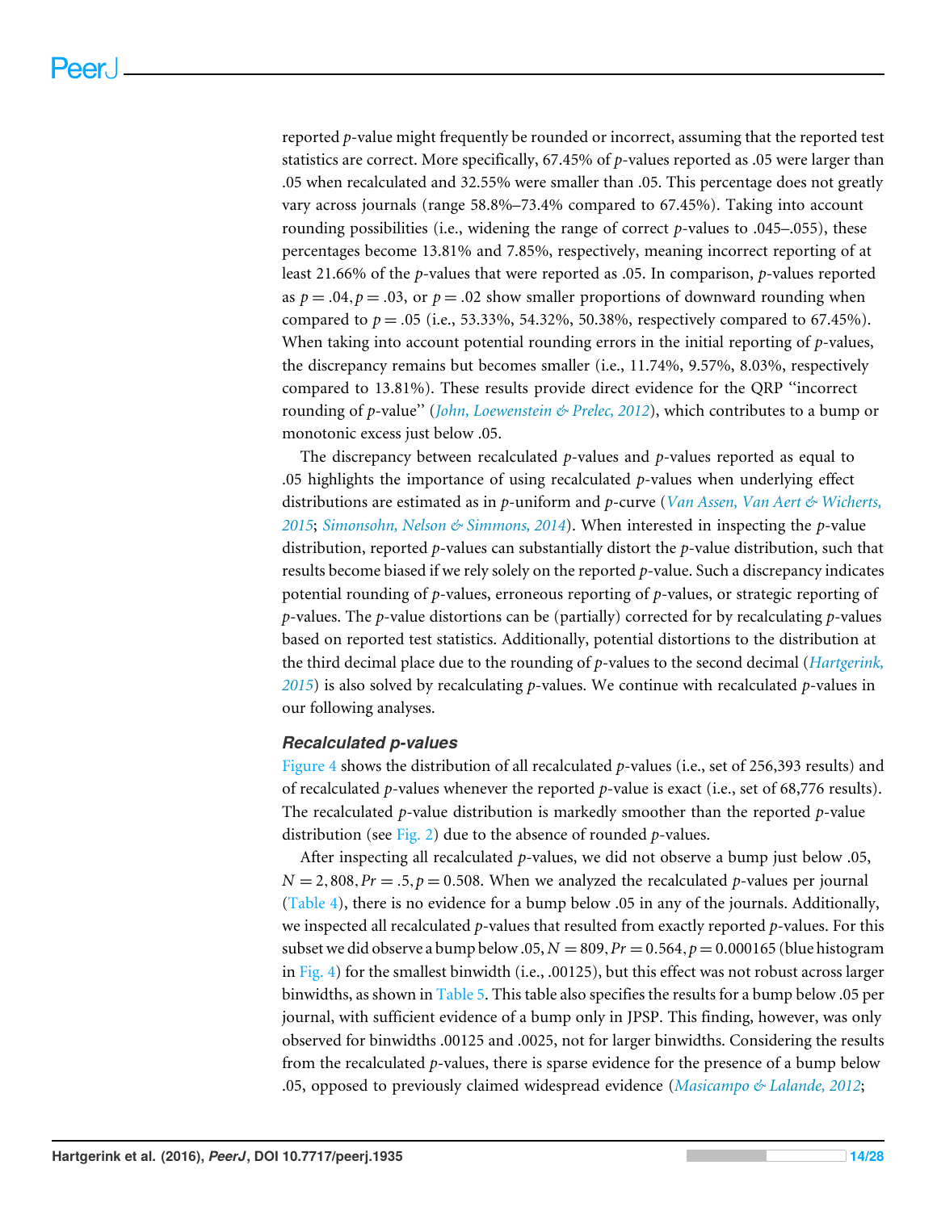reported $p$-value might frequently be rounded or incorrect, assuming that the reported test statistics are correct. More specifically, 67.45% of $p$-values reported as .05 were larger than .05 when recalculated and 32.55% were smaller than .05. This percentage does not greatly vary across journals (range 58.8%–73.4% compared to 67.45%). Taking into account rounding possibilities (i.e., widening the range of correct $p$-values to .045–.055), these percentages become 13.81% and 7.85%, respectively, meaning incorrect reporting of at least 21.66% of the $p$-values that were reported as .05. In comparison, $p$-values reported as $p = .04, p = .03$, or $p = .02$ show smaller proportions of downward rounding when compared to $p = .05$ (i.e., 53.33%, 54.32%, 50.38%, respectively compared to 67.45%). When taking into account potential rounding errors in the initial reporting of $p$-values, the discrepancy remains but becomes smaller (i.e., 11.74%, 9.57%, 8.03%, respectively compared to 13.81%). These results provide direct evidence for the QRP "incorrect rounding of $p$-value" (*John, Loewenstein & Prelec, 2012*), which contributes to a bump or monotonic excess just below .05.

The discrepancy between recalculated $p$-values and $p$-values reported as equal to .05 highlights the importance of using recalculated $p$-values when underlying effect distributions are estimated as in $p$-uniform and $p$-curve (*Van Assen, Van Aert & Wicherts, 2015*; *Simonsohn, Nelson & Simmons, 2014*). When interested in inspecting the $p$-value distribution, reported $p$-values can substantially distort the $p$-value distribution, such that results become biased if we rely solely on the reported $p$-value. Such a discrepancy indicates potential rounding of $p$-values, erroneous reporting of $p$-values, or strategic reporting of $p$-values. The $p$-value distortions can be (partially) corrected for by recalculating $p$-values based on reported test statistics. Additionally, potential distortions to the distribution at the third decimal place due to the rounding of $p$-values to the second decimal (*Hartgerink, 2015*) is also solved by recalculating $p$-values. We continue with recalculated $p$-values in our following analyses.

### Recalculated p-values

Figure 4 shows the distribution of all recalculated $p$-values (i.e., set of 256,393 results) and of recalculated $p$-values whenever the reported $p$-value is exact (i.e., set of 68,776 results). The recalculated $p$-value distribution is markedly smoother than the reported $p$-value distribution (see Fig. 2) due to the absence of rounded $p$-values.

After inspecting all recalculated $p$-values, we did not observe a bump just below .05, $N = 2,808, Pr = .5, p = 0.508$. When we analyzed the recalculated $p$-values per journal (Table 4), there is no evidence for a bump below .05 in any of the journals. Additionally, we inspected all recalculated $p$-values that resulted from exactly reported $p$-values. For this subset we did observe a bump below .05, $N = 809, Pr = 0.564, p = 0.000165$ (blue histogram in Fig. 4) for the smallest binwidth (i.e., .00125), but this effect was not robust across larger binwidths, as shown in Table 5. This table also specifies the results for a bump below .05 per journal, with sufficient evidence of a bump only in JPSP. This finding, however, was only observed for binwidths .00125 and .0025, not for larger binwidths. Considering the results from the recalculated $p$-values, there is sparse evidence for the presence of a bump below .05, opposed to previously claimed widespread evidence (*Masicampo & Lalande, 2012*;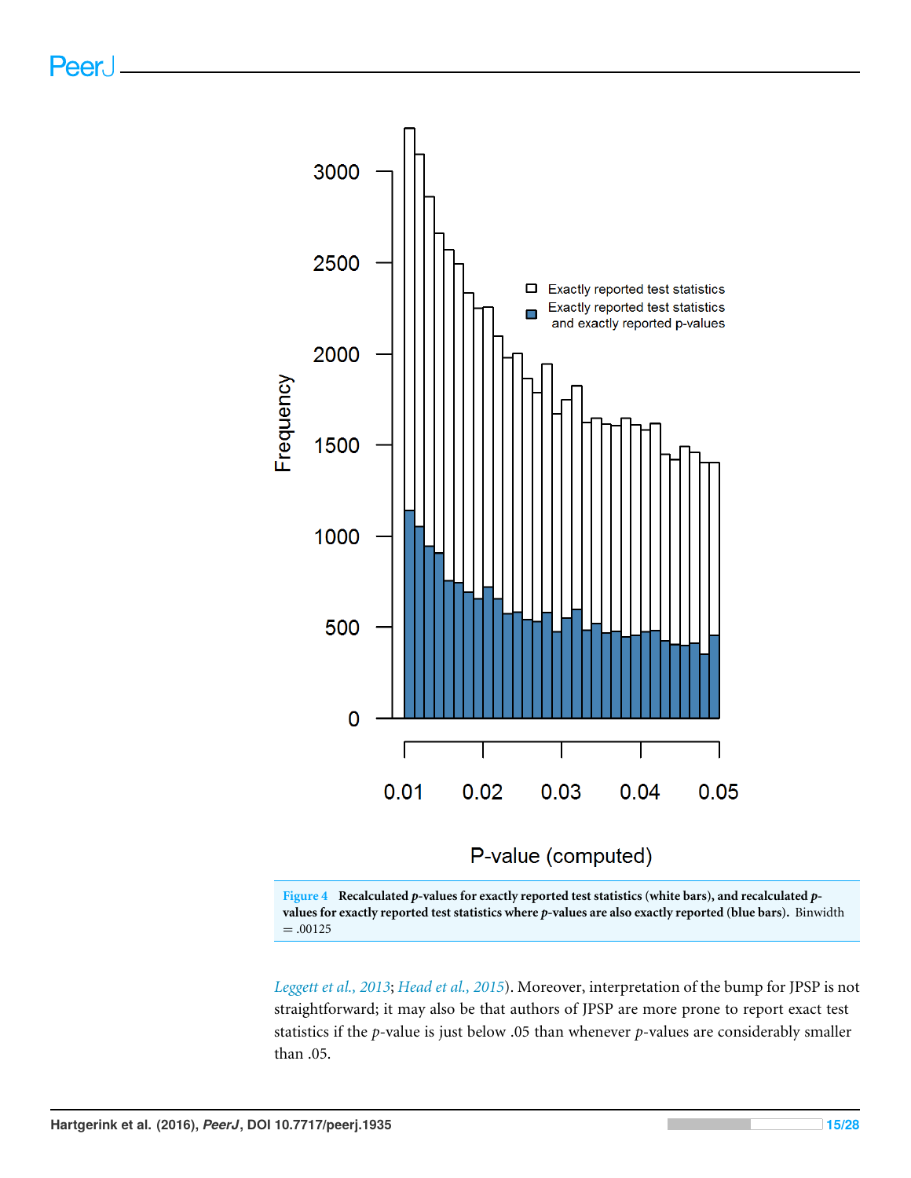**Figure 4 Recalculated *p*-values for exactly reported test statistics (white bars), and recalculated *p*-values for exactly reported test statistics where *p*-values are also exactly reported (blue bars).** Binwidth = .00125

*Leggett et al., 2013*; *Head et al., 2015*). Moreover, interpretation of the bump for JPSP is not straightforward; it may also be that authors of JPSP are more prone to report exact test statistics if the *p*-value is just below .05 than whenever *p*-values are considerably smaller than .05.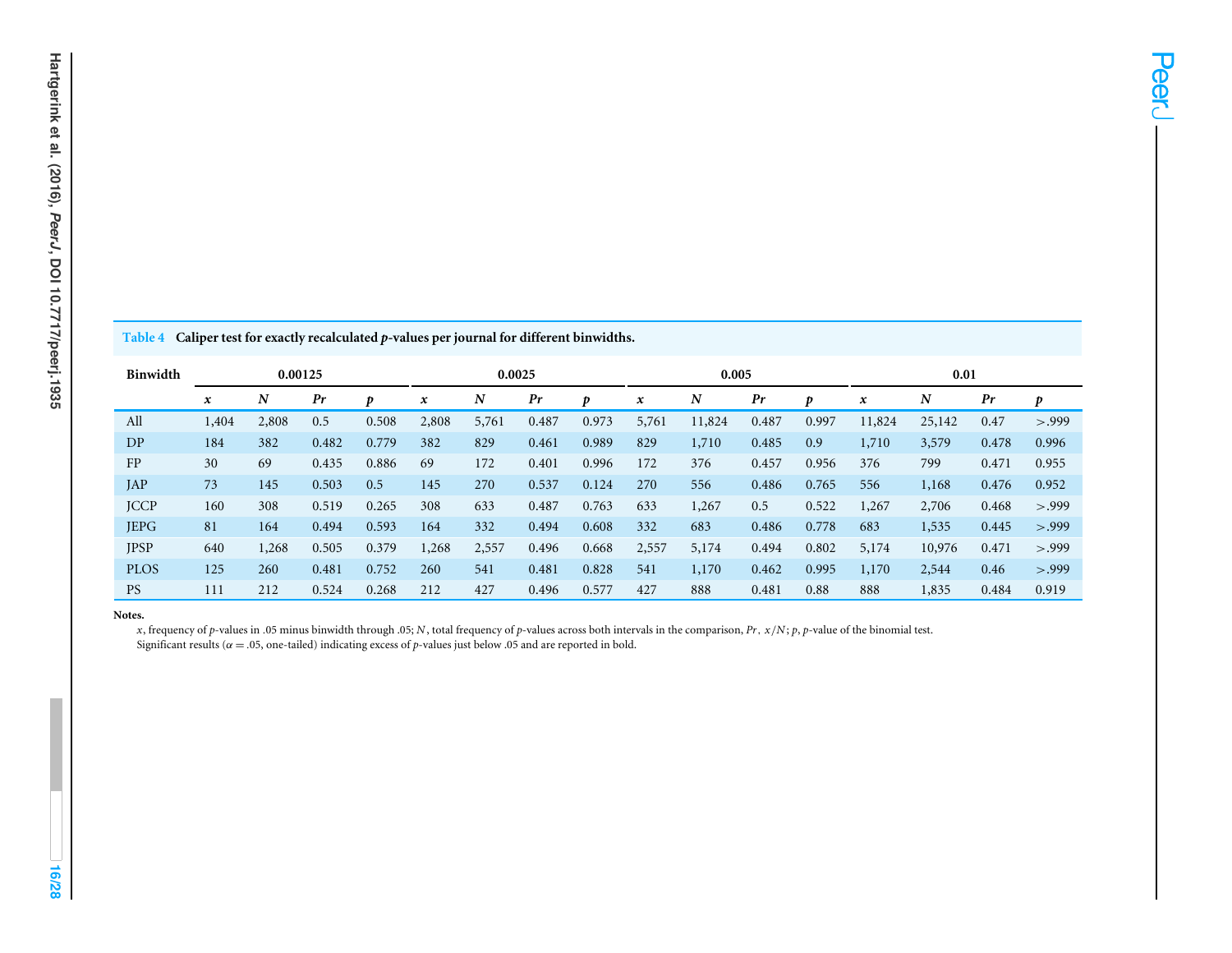**Table 4 Caliper test for exactly recalculated *p*-values per journal for different binwidths.**

| Binwidth | 0.00125 | | | | 0.0025 | | | | 0.005 | | | | 0.01 | | | |
|---|---|---|---|---|---|---|---|---|---|---|---|---|---|---|---|---|
| | *x* | *N* | *Pr* | *p* | *x* | *N* | *Pr* | *p* | *x* | *N* | *Pr* | *p* | *x* | *N* | *Pr* | *p* |
| All | 1,404 | 2,808 | 0.5 | 0.508 | 2,808 | 5,761 | 0.487 | 0.973 | 5,761 | 11,824 | 0.487 | 0.997 | 11,824 | 25,142 | 0.47 | >.999 |
| DP | 184 | 382 | 0.482 | 0.779 | 382 | 829 | 0.461 | 0.989 | 829 | 1,710 | 0.485 | 0.9 | 1,710 | 3,579 | 0.478 | 0.996 |
| FP | 30 | 69 | 0.435 | 0.886 | 69 | 172 | 0.401 | 0.996 | 172 | 376 | 0.457 | 0.956 | 376 | 799 | 0.471 | 0.955 |
| JAP | 73 | 145 | 0.503 | 0.5 | 145 | 270 | 0.537 | 0.124 | 270 | 556 | 0.486 | 0.765 | 556 | 1,168 | 0.476 | 0.952 |
| JCCP | 160 | 308 | 0.519 | 0.265 | 308 | 633 | 0.487 | 0.763 | 633 | 1,267 | 0.5 | 0.522 | 1,267 | 2,706 | 0.468 | >.999 |
| JEPG | 81 | 164 | 0.494 | 0.593 | 164 | 332 | 0.494 | 0.608 | 332 | 683 | 0.486 | 0.778 | 683 | 1,535 | 0.445 | >.999 |
| JPSP | 640 | 1,268 | 0.505 | 0.379 | 1,268 | 2,557 | 0.496 | 0.668 | 2,557 | 5,174 | 0.494 | 0.802 | 5,174 | 10,976 | 0.471 | >.999 |
| PLOS | 125 | 260 | 0.481 | 0.752 | 260 | 541 | 0.481 | 0.828 | 541 | 1,170 | 0.462 | 0.995 | 1,170 | 2,544 | 0.46 | >.999 |
| PS | 111 | 212 | 0.524 | 0.268 | 212 | 427 | 0.496 | 0.577 | 427 | 888 | 0.481 | 0.88 | 888 | 1,835 | 0.484 | 0.919 |

**Notes.**

*x*, frequency of *p*-values in .05 minus binwidth through .05; *N*, total frequency of *p*-values across both intervals in the comparison, *Pr*, $x/N$; *p*, *p*-value of the binomial test.

Significant results ($\alpha = .05$, one-tailed) indicating excess of *p*-values just below .05 and are reported in bold.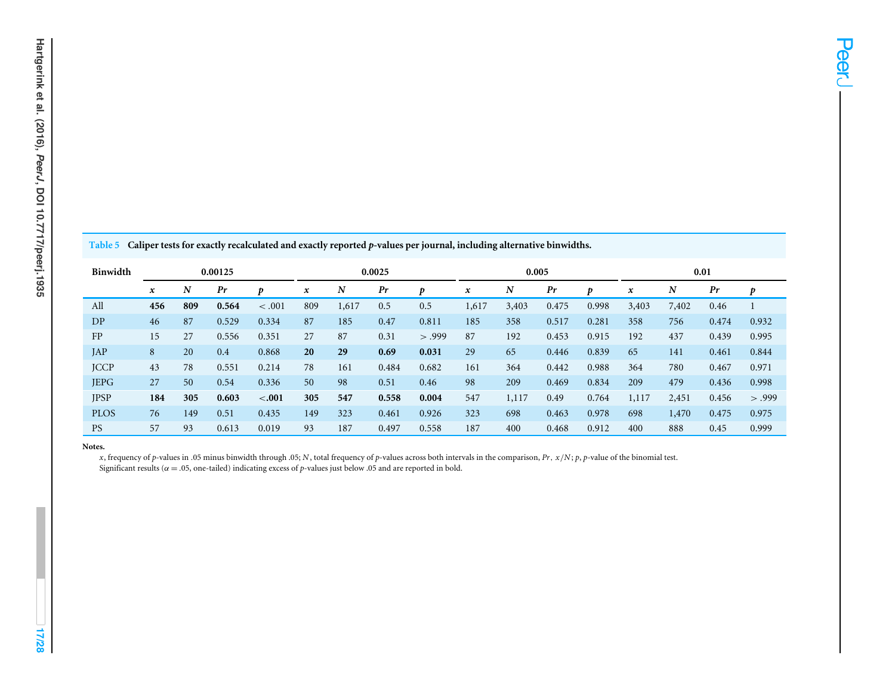**Table 5 Caliper tests for exactly recalculated and exactly reported *p*-values per journal, including alternative binwidths.**

| Binwidth | 0.00125 | | | | 0.0025 | | | | 0.005 | | | | 0.01 | | | |
|---|---|---|---|---|---|---|---|---|---|---|---|---|---|---|---|---|
| | *x* | *N* | *Pr* | *p* | *x* | *N* | *Pr* | *p* | *x* | *N* | *Pr* | *p* | *x* | *N* | *Pr* | *p* |
| All | **456** | **809** | **0.564** | **< .001** | 809 | 1,617 | 0.5 | 0.5 | 1,617 | 3,403 | 0.475 | 0.998 | 3,403 | 7,402 | 0.46 | 1 |
| DP | 46 | 87 | 0.529 | 0.334 | 87 | 185 | 0.47 | 0.811 | 185 | 358 | 0.517 | 0.281 | 358 | 756 | 0.474 | 0.932 |
| FP | 15 | 27 | 0.556 | 0.351 | 27 | 87 | 0.31 | > .999 | 87 | 192 | 0.453 | 0.915 | 192 | 437 | 0.439 | 0.995 |
| JAP | 8 | 20 | 0.4 | 0.868 | **20** | **29** | **0.69** | **0.031** | 29 | 65 | 0.446 | 0.839 | 65 | 141 | 0.461 | 0.844 |
| JCCP | 43 | 78 | 0.551 | 0.214 | 78 | 161 | 0.484 | 0.682 | 161 | 364 | 0.442 | 0.988 | 364 | 780 | 0.467 | 0.971 |
| JEPG | 27 | 50 | 0.54 | 0.336 | 50 | 98 | 0.51 | 0.46 | 98 | 209 | 0.469 | 0.834 | 209 | 479 | 0.436 | 0.998 |
| JPSP | **184** | **305** | **0.603** | **<.001** | **305** | **547** | **0.558** | **0.004** | 547 | 1,117 | 0.49 | 0.764 | 1,117 | 2,451 | 0.456 | > .999 |
| PLOS | 76 | 149 | 0.51 | 0.435 | 149 | 323 | 0.461 | 0.926 | 323 | 698 | 0.463 | 0.978 | 698 | 1,470 | 0.475 | 0.975 |
| PS | 57 | 93 | 0.613 | 0.019 | 93 | 187 | 0.497 | 0.558 | 187 | 400 | 0.468 | 0.912 | 400 | 888 | 0.45 | 0.999 |

**Notes.**
*x*, frequency of *p*-values in .05 minus binwidth through .05; *N*, total frequency of *p*-values across both intervals in the comparison, *Pr*, $x/N$; *p*, *p*-value of the binomial test.
Significant results ($\alpha = .05$, one-tailed) indicating excess of *p*-values just below .05 and are reported in bold.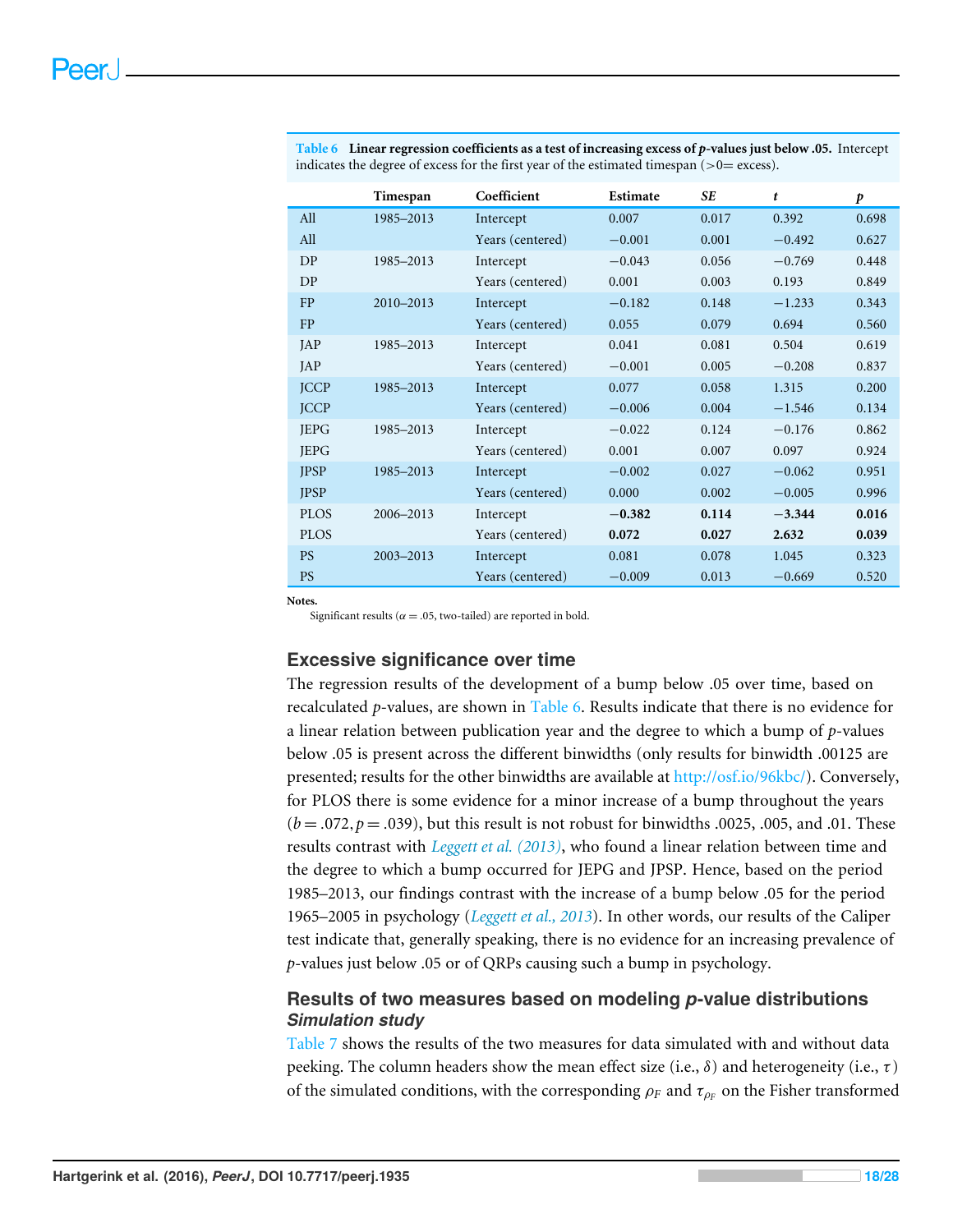**Table 6 Linear regression coefficients as a test of increasing excess of *p*-values just below .05.** Intercept indicates the degree of excess for the first year of the estimated timespan (>0= excess).

| | Timespan | Coefficient | Estimate | *SE* | *t* | *p* |
|---|---|---|---|---|---|---|
| All | 1985–2013 | Intercept | 0.007 | 0.017 | 0.392 | 0.698 |
| All | | Years (centered) | −0.001 | 0.001 | −0.492 | 0.627 |
| DP | 1985–2013 | Intercept | −0.043 | 0.056 | −0.769 | 0.448 |
| DP | | Years (centered) | 0.001 | 0.003 | 0.193 | 0.849 |
| FP | 2010–2013 | Intercept | −0.182 | 0.148 | −1.233 | 0.343 |
| FP | | Years (centered) | 0.055 | 0.079 | 0.694 | 0.560 |
| JAP | 1985–2013 | Intercept | 0.041 | 0.081 | 0.504 | 0.619 |
| JAP | | Years (centered) | −0.001 | 0.005 | −0.208 | 0.837 |
| JCCP | 1985–2013 | Intercept | 0.077 | 0.058 | 1.315 | 0.200 |
| JCCP | | Years (centered) | −0.006 | 0.004 | −1.546 | 0.134 |
| JEPG | 1985–2013 | Intercept | −0.022 | 0.124 | −0.176 | 0.862 |
| JEPG | | Years (centered) | 0.001 | 0.007 | 0.097 | 0.924 |
| JPSP | 1985–2013 | Intercept | −0.002 | 0.027 | −0.062 | 0.951 |
| JPSP | | Years (centered) | 0.000 | 0.002 | −0.005 | 0.996 |
| PLOS | 2006–2013 | Intercept | **−0.382** | **0.114** | **−3.344** | **0.016** |
| PLOS | | Years (centered) | **0.072** | **0.027** | **2.632** | **0.039** |
| PS | 2003–2013 | Intercept | 0.081 | 0.078 | 1.045 | 0.323 |
| PS | | Years (centered) | −0.009 | 0.013 | −0.669 | 0.520 |

**Notes.**
Significant results ($\alpha = .05$, two-tailed) are reported in bold.

## Excessive significance over time

The regression results of the development of a bump below .05 over time, based on recalculated *p*-values, are shown in Table 6. Results indicate that there is no evidence for a linear relation between publication year and the degree to which a bump of *p*-values below .05 is present across the different binwidths (only results for binwidth .00125 are presented; results for the other binwidths are available at http://osf.io/96kbc/). Conversely, for PLOS there is some evidence for a minor increase of a bump throughout the years ($b = .072, p = .039$), but this result is not robust for binwidths .0025, .005, and .01. These results contrast with *Leggett et al. (2013)*, who found a linear relation between time and the degree to which a bump occurred for JEPG and JPSP. Hence, based on the period 1985–2013, our findings contrast with the increase of a bump below .05 for the period 1965–2005 in psychology (*Leggett et al., 2013*). In other words, our results of the Caliper test indicate that, generally speaking, there is no evidence for an increasing prevalence of *p*-values just below .05 or of QRPs causing such a bump in psychology.

## Results of two measures based on modeling *p*-value distributions

### *Simulation study*

Table 7 shows the results of the two measures for data simulated with and without data peeking. The column headers show the mean effect size (i.e., $\delta$) and heterogeneity (i.e., $\tau$) of the simulated conditions, with the corresponding $\rho_F$ and $\tau_{\rho_F}$ on the Fisher transformed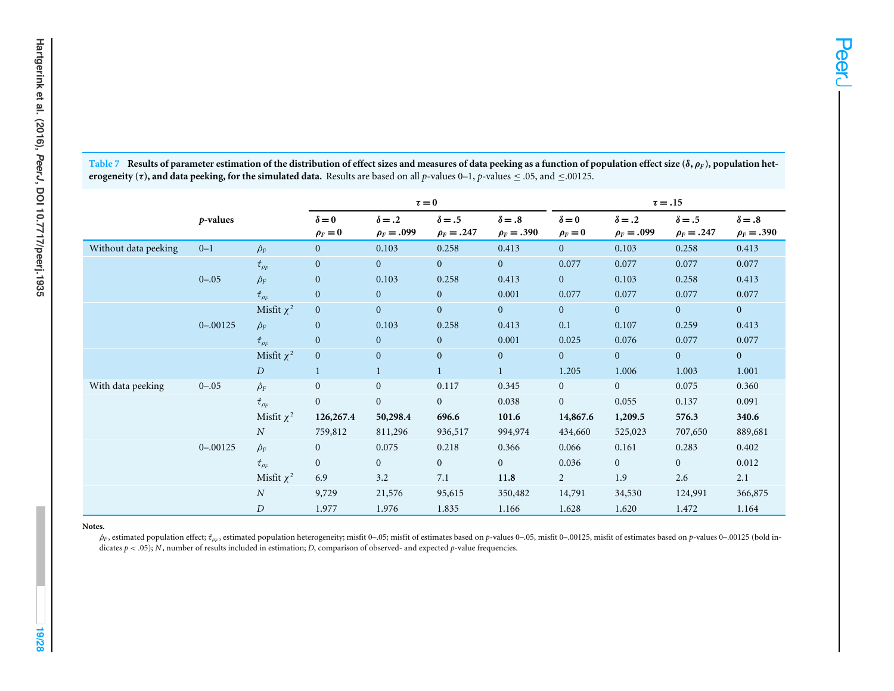**Table 7 Results of parameter estimation of the distribution of effect sizes and measures of data peeking as a function of population effect size ($\delta$, $\rho_F$), population heterogeneity ($\tau$), and data peeking, for the simulated data.** Results are based on all $p$-values 0–1, $p$-values $\leq$ .05, and $\leq$.00125.

| | *p*-values | | $\tau = 0$ | | | | $\tau = .15$ | | | |
|---|---|---|---|---|---|---|---|---|---|---|
| | | | $\delta = 0$ $\rho_F = 0$ | $\delta = .2$ $\rho_F = .099$ | $\delta = .5$ $\rho_F = .247$ | $\delta = .8$ $\rho_F = .390$ | $\delta = 0$ $\rho_F = 0$ | $\delta = .2$ $\rho_F = .099$ | $\delta = .5$ $\rho_F = .247$ | $\delta = .8$ $\rho_F = .390$ |
| Without data peeking | 0–1 | $\hat{\rho}_F$ | 0 | 0.103 | 0.258 | 0.413 | 0 | 0.103 | 0.258 | 0.413 |
| | | $\hat{\tau}_{\rho_F}$ | 0 | 0 | 0 | 0 | 0.077 | 0.077 | 0.077 | 0.077 |
| | 0–.05 | $\hat{\rho}_F$ | 0 | 0.103 | 0.258 | 0.413 | 0 | 0.103 | 0.258 | 0.413 |
| | | $\hat{\tau}_{\rho_F}$ | 0 | 0 | 0 | 0.001 | 0.077 | 0.077 | 0.077 | 0.077 |
| | | Misfit $\chi^2$ | 0 | 0 | 0 | 0 | 0 | 0 | 0 | 0 |
| | 0–.00125 | $\hat{\rho}_F$ | 0 | 0.103 | 0.258 | 0.413 | 0.1 | 0.107 | 0.259 | 0.413 |
| | | $\hat{\tau}_{\rho_F}$ | 0 | 0 | 0 | 0.001 | 0.025 | 0.076 | 0.077 | 0.077 |
| | | Misfit $\chi^2$ | 0 | 0 | 0 | 0 | 0 | 0 | 0 | 0 |
| | | *D* | 1 | 1 | 1 | 1 | 1.205 | 1.006 | 1.003 | 1.001 |
| With data peeking | 0–.05 | $\hat{\rho}_F$ | 0 | 0 | 0.117 | 0.345 | 0 | 0 | 0.075 | 0.360 |
| | | $\hat{\tau}_{\rho_F}$ | 0 | 0 | 0 | 0.038 | 0 | 0.055 | 0.137 | 0.091 |
| | | Misfit $\chi^2$ | **126,267.4** | **50,298.4** | **696.6** | **101.6** | **14,867.6** | **1,209.5** | **576.3** | **340.6** |
| | | *N* | 759,812 | 811,296 | 936,517 | 994,974 | 434,660 | 525,023 | 707,650 | 889,681 |
| | 0–.00125 | $\hat{\rho}_F$ | 0 | 0.075 | 0.218 | 0.366 | 0.066 | 0.161 | 0.283 | 0.402 |
| | | $\hat{\tau}_{\rho_F}$ | 0 | 0 | 0 | 0 | 0.036 | 0 | 0 | 0.012 |
| | | Misfit $\chi^2$ | 6.9 | 3.2 | 7.1 | **11.8** | 2 | 1.9 | 2.6 | 2.1 |
| | | *N* | 9,729 | 21,576 | 95,615 | 350,482 | 14,791 | 34,530 | 124,991 | 366,875 |
| | | *D* | 1.977 | 1.976 | 1.835 | 1.166 | 1.628 | 1.620 | 1.472 | 1.164 |

**Notes.**

$\hat{\rho}_F$, estimated population effect; $\hat{\tau}_{\rho_F}$, estimated population heterogeneity; misfit 0–.05; misfit of estimates based on $p$-values 0–.05, misfit 0–.00125, misfit of estimates based on $p$-values 0–.00125 (bold indicates $p < .05$); $N$, number of results included in estimation; $D$, comparison of observed- and expected $p$-value frequencies.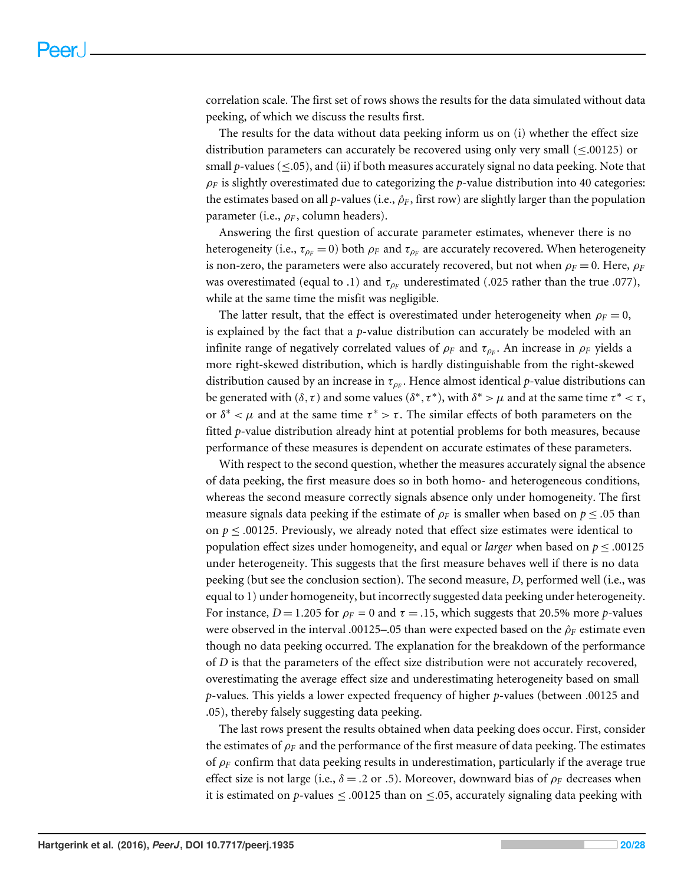correlation scale. The first set of rows shows the results for the data simulated without data peeking, of which we discuss the results first.

The results for the data without data peeking inform us on (i) whether the effect size distribution parameters can accurately be recovered using only very small ($\leq$.00125) or small $p$-values ($\leq$.05), and (ii) if both measures accurately signal no data peeking. Note that $\rho_F$ is slightly overestimated due to categorizing the $p$-value distribution into 40 categories: the estimates based on all $p$-values (i.e., $\hat{\rho}_F$, first row) are slightly larger than the population parameter (i.e., $\rho_F$, column headers).

Answering the first question of accurate parameter estimates, whenever there is no heterogeneity (i.e., $\tau_{\rho_F} = 0$) both $\rho_F$ and $\tau_{\rho_F}$ are accurately recovered. When heterogeneity is non-zero, the parameters were also accurately recovered, but not when $\rho_F = 0$. Here, $\rho_F$ was overestimated (equal to .1) and $\tau_{\rho_F}$ underestimated (.025 rather than the true .077), while at the same time the misfit was negligible.

The latter result, that the effect is overestimated under heterogeneity when $\rho_F = 0$, is explained by the fact that a $p$-value distribution can accurately be modeled with an infinite range of negatively correlated values of $\rho_F$ and $\tau_{\rho_F}$. An increase in $\rho_F$ yields a more right-skewed distribution, which is hardly distinguishable from the right-skewed distribution caused by an increase in $\tau_{\rho_F}$. Hence almost identical $p$-value distributions can be generated with $(\delta, \tau)$ and some values $(\delta^*, \tau^*)$, with $\delta^* > \mu$ and at the same time $\tau^* < \tau$, or $\delta^* < \mu$ and at the same time $\tau^* > \tau$. The similar effects of both parameters on the fitted $p$-value distribution already hint at potential problems for both measures, because performance of these measures is dependent on accurate estimates of these parameters.

With respect to the second question, whether the measures accurately signal the absence of data peeking, the first measure does so in both homo- and heterogeneous conditions, whereas the second measure correctly signals absence only under homogeneity. The first measure signals data peeking if the estimate of $\rho_F$ is smaller when based on $p \leq .05$ than on $p \leq .00125$. Previously, we already noted that effect size estimates were identical to population effect sizes under homogeneity, and equal or *larger* when based on $p \leq .00125$ under heterogeneity. This suggests that the first measure behaves well if there is no data peeking (but see the conclusion section). The second measure, $D$, performed well (i.e., was equal to 1) under homogeneity, but incorrectly suggested data peeking under heterogeneity. For instance, $D = 1.205$ for $\rho_F = 0$ and $\tau = .15$, which suggests that 20.5% more $p$-values were observed in the interval .00125–.05 than were expected based on the $\hat{\rho}_F$ estimate even though no data peeking occurred. The explanation for the breakdown of the performance of $D$ is that the parameters of the effect size distribution were not accurately recovered, overestimating the average effect size and underestimating heterogeneity based on small $p$-values. This yields a lower expected frequency of higher $p$-values (between .00125 and .05), thereby falsely suggesting data peeking.

The last rows present the results obtained when data peeking does occur. First, consider the estimates of $\rho_F$ and the performance of the first measure of data peeking. The estimates of $\rho_F$ confirm that data peeking results in underestimation, particularly if the average true effect size is not large (i.e., $\delta = .2$ or .5). Moreover, downward bias of $\rho_F$ decreases when it is estimated on $p$-values $\leq .00125$ than on $\leq$.05, accurately signaling data peeking with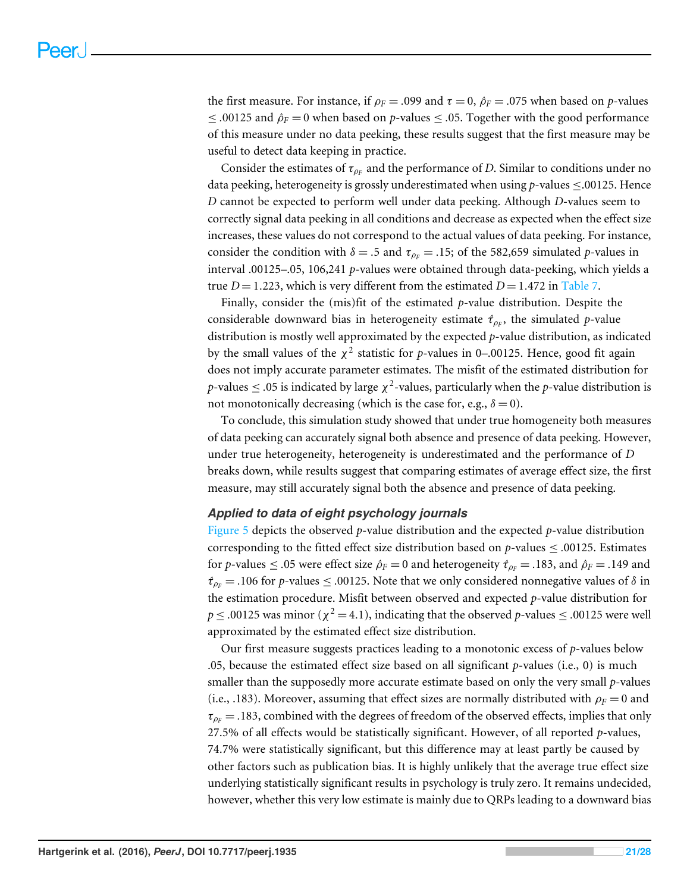the first measure. For instance, if $\rho_F = .099$ and $\tau = 0$, $\hat{\rho}_F = .075$ when based on $p$-values $\leq .00125$ and $\hat{\rho}_F = 0$ when based on $p$-values $\leq .05$. Together with the good performance of this measure under no data peeking, these results suggest that the first measure may be useful to detect data keeping in practice.

Consider the estimates of $\tau_{\rho_F}$ and the performance of $D$. Similar to conditions under no data peeking, heterogeneity is grossly underestimated when using $p$-values $\leq .00125$. Hence $D$ cannot be expected to perform well under data peeking. Although $D$-values seem to correctly signal data peeking in all conditions and decrease as expected when the effect size increases, these values do not correspond to the actual values of data peeking. For instance, consider the condition with $\delta = .5$ and $\tau_{\rho_F} = .15$; of the 582,659 simulated $p$-values in interval .00125–.05, 106,241 $p$-values were obtained through data-peeking, which yields a true $D = 1.223$, which is very different from the estimated $D = 1.472$ in Table 7.

Finally, consider the (mis)fit of the estimated $p$-value distribution. Despite the considerable downward bias in heterogeneity estimate $\hat{\tau}_{\rho_F}$, the simulated $p$-value distribution is mostly well approximated by the expected $p$-value distribution, as indicated by the small values of the $\chi^2$ statistic for $p$-values in 0–.00125. Hence, good fit again does not imply accurate parameter estimates. The misfit of the estimated distribution for $p$-values $\leq .05$ is indicated by large $\chi^2$-values, particularly when the $p$-value distribution is not monotonically decreasing (which is the case for, e.g., $\delta = 0$).

To conclude, this simulation study showed that under true homogeneity both measures of data peeking can accurately signal both absence and presence of data peeking. However, under true heterogeneity, heterogeneity is underestimated and the performance of $D$ breaks down, while results suggest that comparing estimates of average effect size, the first measure, may still accurately signal both the absence and presence of data peeking.

### *Applied to data of eight psychology journals*

Figure 5 depicts the observed $p$-value distribution and the expected $p$-value distribution corresponding to the fitted effect size distribution based on $p$-values $\leq .00125$. Estimates for $p$-values $\leq .05$ were effect size $\hat{\rho}_F = 0$ and heterogeneity $\hat{\tau}_{\rho_F} = .183$, and $\hat{\rho}_F = .149$ and $\hat{\tau}_{\rho_F} = .106$ for $p$-values $\leq .00125$. Note that we only considered nonnegative values of $\delta$ in the estimation procedure. Misfit between observed and expected $p$-value distribution for $p \leq .00125$ was minor ($\chi^2 = 4.1$), indicating that the observed $p$-values $\leq .00125$ were well approximated by the estimated effect size distribution.

Our first measure suggests practices leading to a monotonic excess of $p$-values below .05, because the estimated effect size based on all significant $p$-values (i.e., 0) is much smaller than the supposedly more accurate estimate based on only the very small $p$-values (i.e., .183). Moreover, assuming that effect sizes are normally distributed with $\rho_F = 0$ and $\tau_{\rho_F} = .183$, combined with the degrees of freedom of the observed effects, implies that only 27.5% of all effects would be statistically significant. However, of all reported $p$-values, 74.7% were statistically significant, but this difference may at least partly be caused by other factors such as publication bias. It is highly unlikely that the average true effect size underlying statistically significant results in psychology is truly zero. It remains undecided, however, whether this very low estimate is mainly due to QRPs leading to a downward bias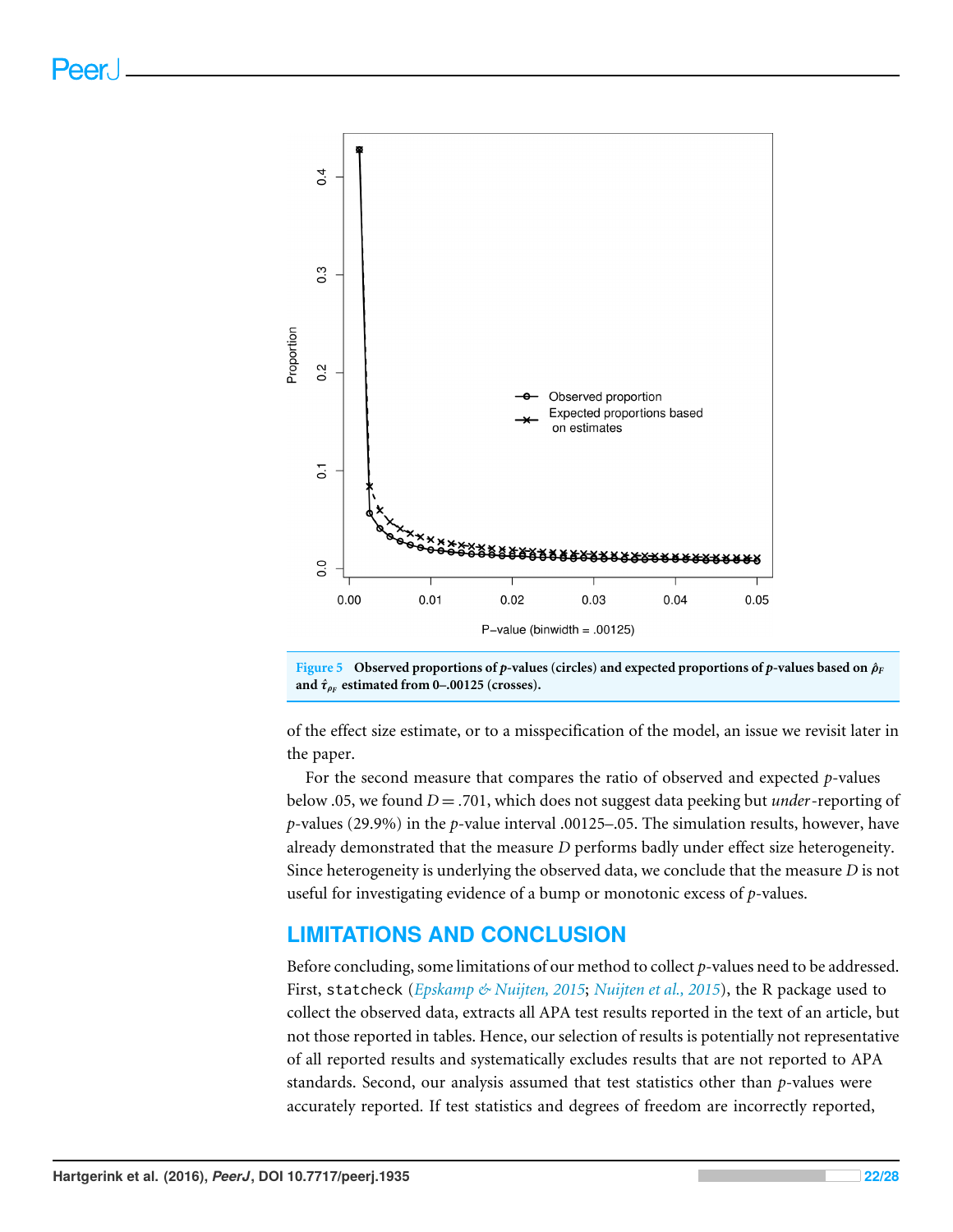Figure 5 Observed proportions of *p*-values (circles) and expected proportions of *p*-values based on $\hat{\rho}_F$ and $\hat{\tau}_{\rho_F}$ estimated from 0–.00125 (crosses).

of the effect size estimate, or to a misspecification of the model, an issue we revisit later in the paper.

For the second measure that compares the ratio of observed and expected *p*-values below .05, we found $D = .701$, which does not suggest data peeking but *under*-reporting of *p*-values (29.9%) in the *p*-value interval .00125–.05. The simulation results, however, have already demonstrated that the measure $D$ performs badly under effect size heterogeneity. Since heterogeneity is underlying the observed data, we conclude that the measure $D$ is not useful for investigating evidence of a bump or monotonic excess of *p*-values.

## LIMITATIONS AND CONCLUSION

Before concluding, some limitations of our method to collect *p*-values need to be addressed. First, `statcheck` (*Epskamp & Nuijten, 2015*; *Nuijten et al., 2015*), the R package used to collect the observed data, extracts all APA test results reported in the text of an article, but not those reported in tables. Hence, our selection of results is potentially not representative of all reported results and systematically excludes results that are not reported to APA standards. Second, our analysis assumed that test statistics other than *p*-values were accurately reported. If test statistics and degrees of freedom are incorrectly reported,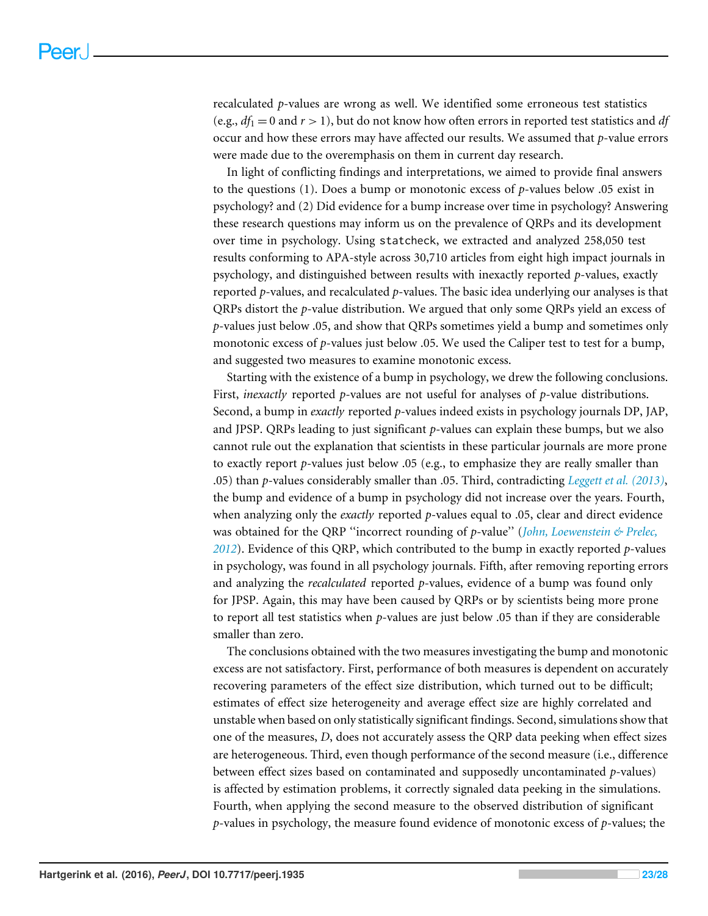recalculated *p*-values are wrong as well. We identified some erroneous test statistics (e.g., $df_1 = 0$ and $r > 1$), but do not know how often errors in reported test statistics and *df* occur and how these errors may have affected our results. We assumed that *p*-value errors were made due to the overemphasis on them in current day research.

In light of conflicting findings and interpretations, we aimed to provide final answers to the questions (1). Does a bump or monotonic excess of *p*-values below .05 exist in psychology? and (2) Did evidence for a bump increase over time in psychology? Answering these research questions may inform us on the prevalence of QRPs and its development over time in psychology. Using `statcheck`, we extracted and analyzed 258,050 test results conforming to APA-style across 30,710 articles from eight high impact journals in psychology, and distinguished between results with inexactly reported *p*-values, exactly reported *p*-values, and recalculated *p*-values. The basic idea underlying our analyses is that QRPs distort the *p*-value distribution. We argued that only some QRPs yield an excess of *p*-values just below .05, and show that QRPs sometimes yield a bump and sometimes only monotonic excess of *p*-values just below .05. We used the Caliper test to test for a bump, and suggested two measures to examine monotonic excess.

Starting with the existence of a bump in psychology, we drew the following conclusions. First, *inexactly* reported *p*-values are not useful for analyses of *p*-value distributions. Second, a bump in *exactly* reported *p*-values indeed exists in psychology journals DP, JAP, and JPSP. QRPs leading to just significant *p*-values can explain these bumps, but we also cannot rule out the explanation that scientists in these particular journals are more prone to exactly report *p*-values just below .05 (e.g., to emphasize they are really smaller than .05) than *p*-values considerably smaller than .05. Third, contradicting Leggett et al. (2013), the bump and evidence of a bump in psychology did not increase over the years. Fourth, when analyzing only the *exactly* reported *p*-values equal to .05, clear and direct evidence was obtained for the QRP "incorrect rounding of *p*-value" (John, Loewenstein & Prelec, 2012). Evidence of this QRP, which contributed to the bump in exactly reported *p*-values in psychology, was found in all psychology journals. Fifth, after removing reporting errors and analyzing the *recalculated* reported *p*-values, evidence of a bump was found only for JPSP. Again, this may have been caused by QRPs or by scientists being more prone to report all test statistics when *p*-values are just below .05 than if they are considerable smaller than zero.

The conclusions obtained with the two measures investigating the bump and monotonic excess are not satisfactory. First, performance of both measures is dependent on accurately recovering parameters of the effect size distribution, which turned out to be difficult; estimates of effect size heterogeneity and average effect size are highly correlated and unstable when based on only statistically significant findings. Second, simulations show that one of the measures, *D*, does not accurately assess the QRP data peeking when effect sizes are heterogeneous. Third, even though performance of the second measure (i.e., difference between effect sizes based on contaminated and supposedly uncontaminated *p*-values) is affected by estimation problems, it correctly signaled data peeking in the simulations. Fourth, when applying the second measure to the observed distribution of significant *p*-values in psychology, the measure found evidence of monotonic excess of *p*-values; the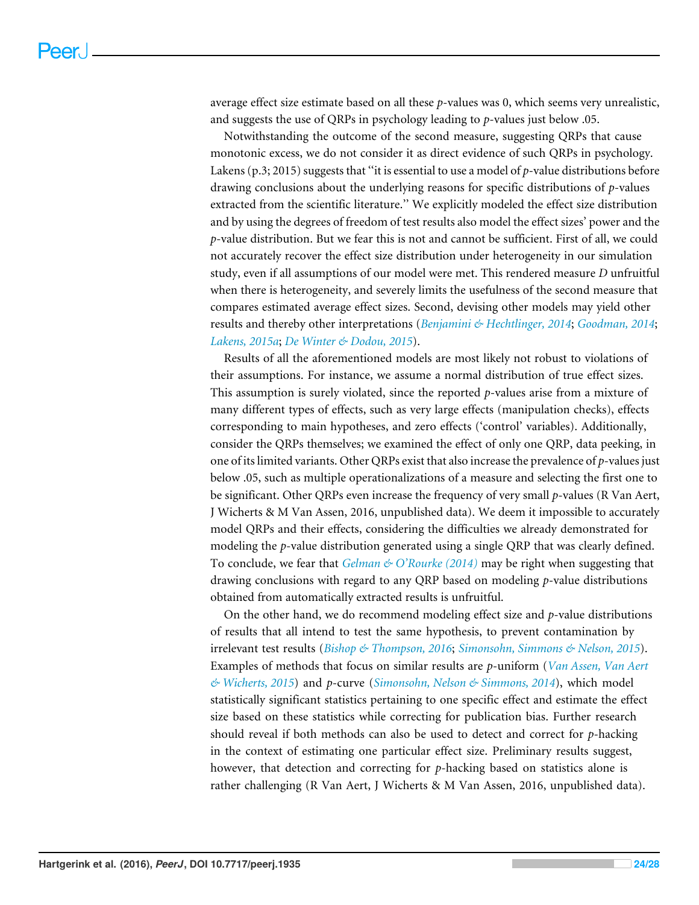average effect size estimate based on all these *p*-values was 0, which seems very unrealistic, and suggests the use of QRPs in psychology leading to *p*-values just below .05.

Notwithstanding the outcome of the second measure, suggesting QRPs that cause monotonic excess, we do not consider it as direct evidence of such QRPs in psychology. Lakens (p.3; 2015) suggests that "it is essential to use a model of *p*-value distributions before drawing conclusions about the underlying reasons for specific distributions of *p*-values extracted from the scientific literature." We explicitly modeled the effect size distribution and by using the degrees of freedom of test results also model the effect sizes' power and the *p*-value distribution. But we fear this is not and cannot be sufficient. First of all, we could not accurately recover the effect size distribution under heterogeneity in our simulation study, even if all assumptions of our model were met. This rendered measure *D* unfruitful when there is heterogeneity, and severely limits the usefulness of the second measure that compares estimated average effect sizes. Second, devising other models may yield other results and thereby other interpretations (*Benjamini & Hechtlinger, 2014*; *Goodman, 2014*; *Lakens, 2015a*; *De Winter & Dodou, 2015*).

Results of all the aforementioned models are most likely not robust to violations of their assumptions. For instance, we assume a normal distribution of true effect sizes. This assumption is surely violated, since the reported *p*-values arise from a mixture of many different types of effects, such as very large effects (manipulation checks), effects corresponding to main hypotheses, and zero effects ('control' variables). Additionally, consider the QRPs themselves; we examined the effect of only one QRP, data peeking, in one of its limited variants. Other QRPs exist that also increase the prevalence of *p*-values just below .05, such as multiple operationalizations of a measure and selecting the first one to be significant. Other QRPs even increase the frequency of very small *p*-values (R Van Aert, J Wicherts & M Van Assen, 2016, unpublished data). We deem it impossible to accurately model QRPs and their effects, considering the difficulties we already demonstrated for modeling the *p*-value distribution generated using a single QRP that was clearly defined. To conclude, we fear that *Gelman & O'Rourke (2014)* may be right when suggesting that drawing conclusions with regard to any QRP based on modeling *p*-value distributions obtained from automatically extracted results is unfruitful.

On the other hand, we do recommend modeling effect size and *p*-value distributions of results that all intend to test the same hypothesis, to prevent contamination by irrelevant test results (*Bishop & Thompson, 2016*; *Simonsohn, Simmons & Nelson, 2015*). Examples of methods that focus on similar results are *p*-uniform (*Van Assen, Van Aert & Wicherts, 2015*) and *p*-curve (*Simonsohn, Nelson & Simmons, 2014*), which model statistically significant statistics pertaining to one specific effect and estimate the effect size based on these statistics while correcting for publication bias. Further research should reveal if both methods can also be used to detect and correct for *p*-hacking in the context of estimating one particular effect size. Preliminary results suggest, however, that detection and correcting for *p*-hacking based on statistics alone is rather challenging (R Van Aert, J Wicherts & M Van Assen, 2016, unpublished data).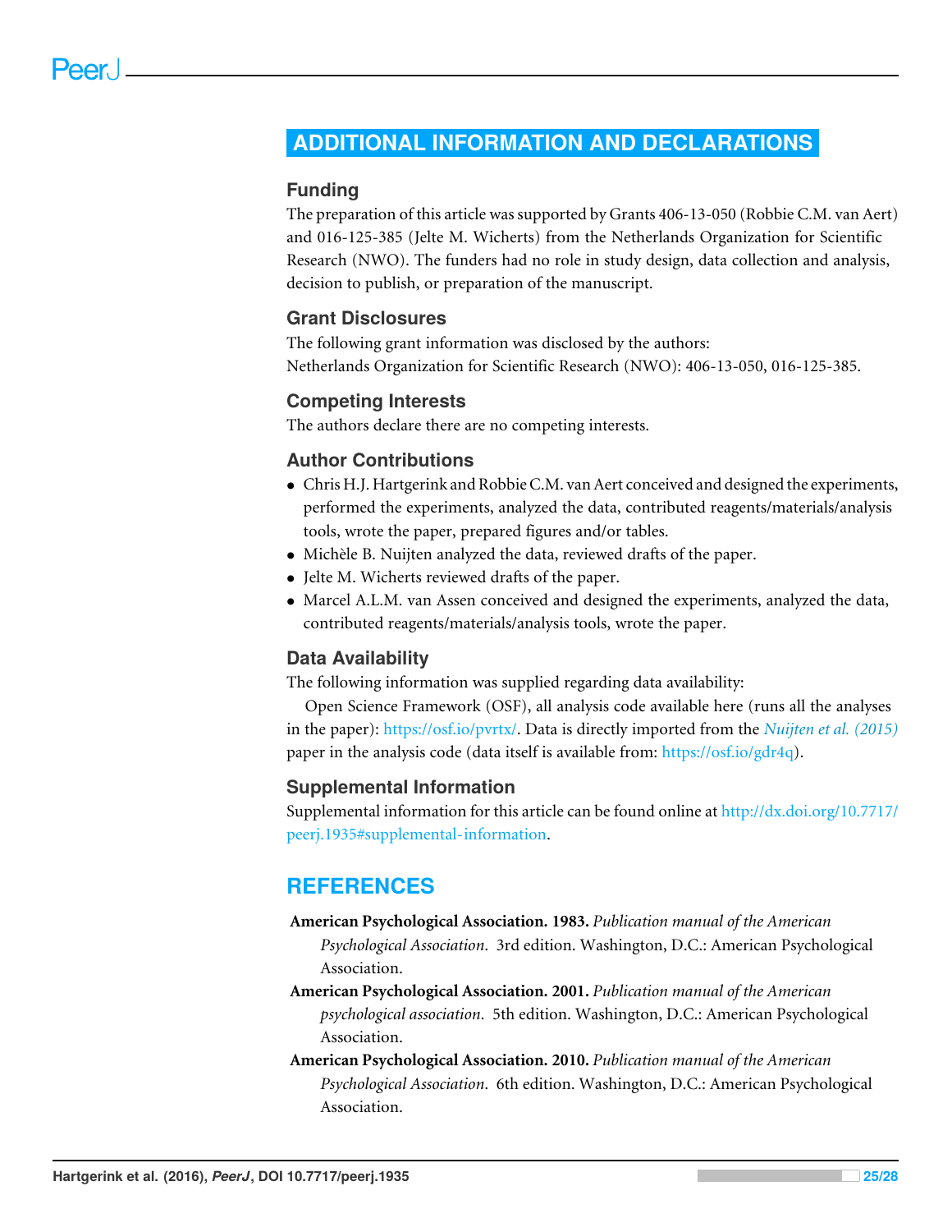# ADDITIONAL INFORMATION AND DECLARATIONS

## Funding

The preparation of this article was supported by Grants 406-13-050 (Robbie C.M. van Aert) and 016-125-385 (Jelte M. Wicherts) from the Netherlands Organization for Scientific Research (NWO). The funders had no role in study design, data collection and analysis, decision to publish, or preparation of the manuscript.

## Grant Disclosures

The following grant information was disclosed by the authors:
Netherlands Organization for Scientific Research (NWO): 406-13-050, 016-125-385.

## Competing Interests

The authors declare there are no competing interests.

## Author Contributions

- Chris H.J. Hartgerink and Robbie C.M. van Aert conceived and designed the experiments, performed the experiments, analyzed the data, contributed reagents/materials/analysis tools, wrote the paper, prepared figures and/or tables.
- Michèle B. Nuijten analyzed the data, reviewed drafts of the paper.
- Jelte M. Wicherts reviewed drafts of the paper.
- Marcel A.L.M. van Assen conceived and designed the experiments, analyzed the data, contributed reagents/materials/analysis tools, wrote the paper.

## Data Availability

The following information was supplied regarding data availability:

Open Science Framework (OSF), all analysis code available here (runs all the analyses in the paper): https://osf.io/pvrtx/. Data is directly imported from the *Nuijten et al. (2015)* paper in the analysis code (data itself is available from: https://osf.io/gdr4q).

## Supplemental Information

Supplemental information for this article can be found online at http://dx.doi.org/10.7717/peerj.1935#supplemental-information.

# REFERENCES

**American Psychological Association. 1983.** *Publication manual of the American Psychological Association*. 3rd edition. Washington, D.C.: American Psychological Association.

**American Psychological Association. 2001.** *Publication manual of the American psychological association*. 5th edition. Washington, D.C.: American Psychological Association.

**American Psychological Association. 2010.** *Publication manual of the American Psychological Association*. 6th edition. Washington, D.C.: American Psychological Association.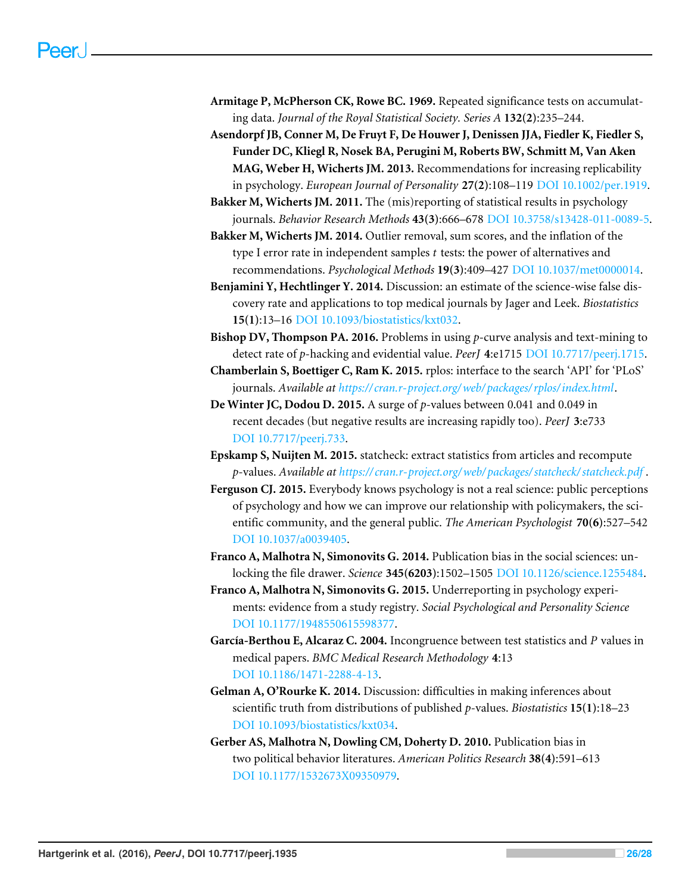**Armitage P, McPherson CK, Rowe BC. 1969.** Repeated significance tests on accumulating data. *Journal of the Royal Statistical Society. Series A* **132(2)**:235–244.

**Asendorpf JB, Conner M, De Fruyt F, De Houwer J, Denissen JJA, Fiedler K, Fiedler S, Funder DC, Kliegl R, Nosek BA, Perugini M, Roberts BW, Schmitt M, Van Aken MAG, Weber H, Wicherts JM. 2013.** Recommendations for increasing replicability in psychology. *European Journal of Personality* **27(2)**:108–119 DOI 10.1002/per.1919.

**Bakker M, Wicherts JM. 2011.** The (mis)reporting of statistical results in psychology journals. *Behavior Research Methods* **43(3)**:666–678 DOI 10.3758/s13428-011-0089-5.

**Bakker M, Wicherts JM. 2014.** Outlier removal, sum scores, and the inflation of the type I error rate in independent samples *t* tests: the power of alternatives and recommendations. *Psychological Methods* **19(3)**:409–427 DOI 10.1037/met0000014.

**Benjamini Y, Hechtlinger Y. 2014.** Discussion: an estimate of the science-wise false discovery rate and applications to top medical journals by Jager and Leek. *Biostatistics* **15(1)**:13–16 DOI 10.1093/biostatistics/kxt032.

**Bishop DV, Thompson PA. 2016.** Problems in using *p*-curve analysis and text-mining to detect rate of *p*-hacking and evidential value. *PeerJ* **4**:e1715 DOI 10.7717/peerj.1715.

**Chamberlain S, Boettiger C, Ram K. 2015.** rplos: interface to the search 'API' for 'PLoS' journals. *Available at https://cran.r-project.org/web/packages/rplos/index.html*.

**De Winter JC, Dodou D. 2015.** A surge of *p*-values between 0.041 and 0.049 in recent decades (but negative results are increasing rapidly too). *PeerJ* **3**:e733 DOI 10.7717/peerj.733.

**Epskamp S, Nuijten M. 2015.** statcheck: extract statistics from articles and recompute *p*-values. *Available at https://cran.r-project.org/web/packages/statcheck/statcheck.pdf*.

**Ferguson CJ. 2015.** Everybody knows psychology is not a real science: public perceptions of psychology and how we can improve our relationship with policymakers, the scientific community, and the general public. *The American Psychologist* **70(6)**:527–542 DOI 10.1037/a0039405.

**Franco A, Malhotra N, Simonovits G. 2014.** Publication bias in the social sciences: unlocking the file drawer. *Science* **345(6203)**:1502–1505 DOI 10.1126/science.1255484.

**Franco A, Malhotra N, Simonovits G. 2015.** Underreporting in psychology experiments: evidence from a study registry. *Social Psychological and Personality Science* DOI 10.1177/1948550615598377.

**García-Berthou E, Alcaraz C. 2004.** Incongruence between test statistics and *P* values in medical papers. *BMC Medical Research Methodology* **4**:13 DOI 10.1186/1471-2288-4-13.

**Gelman A, O'Rourke K. 2014.** Discussion: difficulties in making inferences about scientific truth from distributions of published *p*-values. *Biostatistics* **15(1)**:18–23 DOI 10.1093/biostatistics/kxt034.

**Gerber AS, Malhotra N, Dowling CM, Doherty D. 2010.** Publication bias in two political behavior literatures. *American Politics Research* **38(4)**:591–613 DOI 10.1177/1532673X09350979.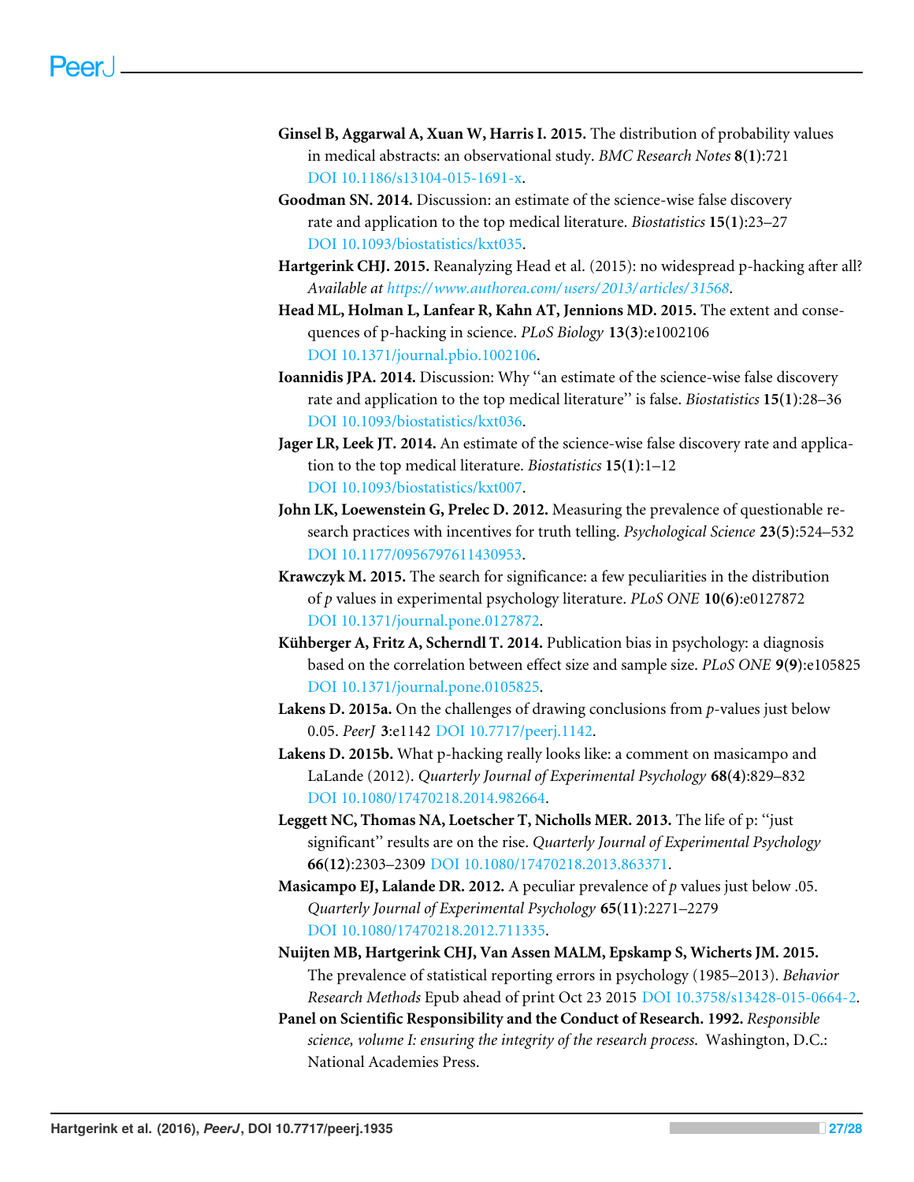**Ginsel B, Aggarwal A, Xuan W, Harris I. 2015.** The distribution of probability values in medical abstracts: an observational study. *BMC Research Notes* **8(1)**:721 DOI 10.1186/s13104-015-1691-x.

**Goodman SN. 2014.** Discussion: an estimate of the science-wise false discovery rate and application to the top medical literature. *Biostatistics* **15(1)**:23–27 DOI 10.1093/biostatistics/kxt035.

**Hartgerink CHJ. 2015.** Reanalyzing Head et al. (2015): no widespread p-hacking after all? *Available at https://www.authorea.com/users/2013/articles/31568*.

**Head ML, Holman L, Lanfear R, Kahn AT, Jennions MD. 2015.** The extent and consequences of p-hacking in science. *PLoS Biology* **13(3)**:e1002106 DOI 10.1371/journal.pbio.1002106.

**Ioannidis JPA. 2014.** Discussion: Why "an estimate of the science-wise false discovery rate and application to the top medical literature" is false. *Biostatistics* **15(1)**:28–36 DOI 10.1093/biostatistics/kxt036.

**Jager LR, Leek JT. 2014.** An estimate of the science-wise false discovery rate and application to the top medical literature. *Biostatistics* **15(1)**:1–12 DOI 10.1093/biostatistics/kxt007.

**John LK, Loewenstein G, Prelec D. 2012.** Measuring the prevalence of questionable research practices with incentives for truth telling. *Psychological Science* **23(5)**:524–532 DOI 10.1177/0956797611430953.

**Krawczyk M. 2015.** The search for significance: a few peculiarities in the distribution of *p* values in experimental psychology literature. *PLoS ONE* **10(6)**:e0127872 DOI 10.1371/journal.pone.0127872.

**Kühberger A, Fritz A, Scherndl T. 2014.** Publication bias in psychology: a diagnosis based on the correlation between effect size and sample size. *PLoS ONE* **9(9)**:e105825 DOI 10.1371/journal.pone.0105825.

**Lakens D. 2015a.** On the challenges of drawing conclusions from *p*-values just below 0.05. *PeerJ* **3**:e1142 DOI 10.7717/peerj.1142.

**Lakens D. 2015b.** What p-hacking really looks like: a comment on masicampo and LaLande (2012). *Quarterly Journal of Experimental Psychology* **68(4)**:829–832 DOI 10.1080/17470218.2014.982664.

**Leggett NC, Thomas NA, Loetscher T, Nicholls MER. 2013.** The life of p: "just significant" results are on the rise. *Quarterly Journal of Experimental Psychology* **66(12)**:2303–2309 DOI 10.1080/17470218.2013.863371.

**Masicampo EJ, Lalande DR. 2012.** A peculiar prevalence of *p* values just below .05. *Quarterly Journal of Experimental Psychology* **65(11)**:2271–2279 DOI 10.1080/17470218.2012.711335.

**Nuijten MB, Hartgerink CHJ, Van Assen MALM, Epskamp S, Wicherts JM. 2015.** The prevalence of statistical reporting errors in psychology (1985–2013). *Behavior Research Methods* Epub ahead of print Oct 23 2015 DOI 10.3758/s13428-015-0664-2.

**Panel on Scientific Responsibility and the Conduct of Research. 1992.** *Responsible science, volume I: ensuring the integrity of the research process.* Washington, D.C.: National Academies Press.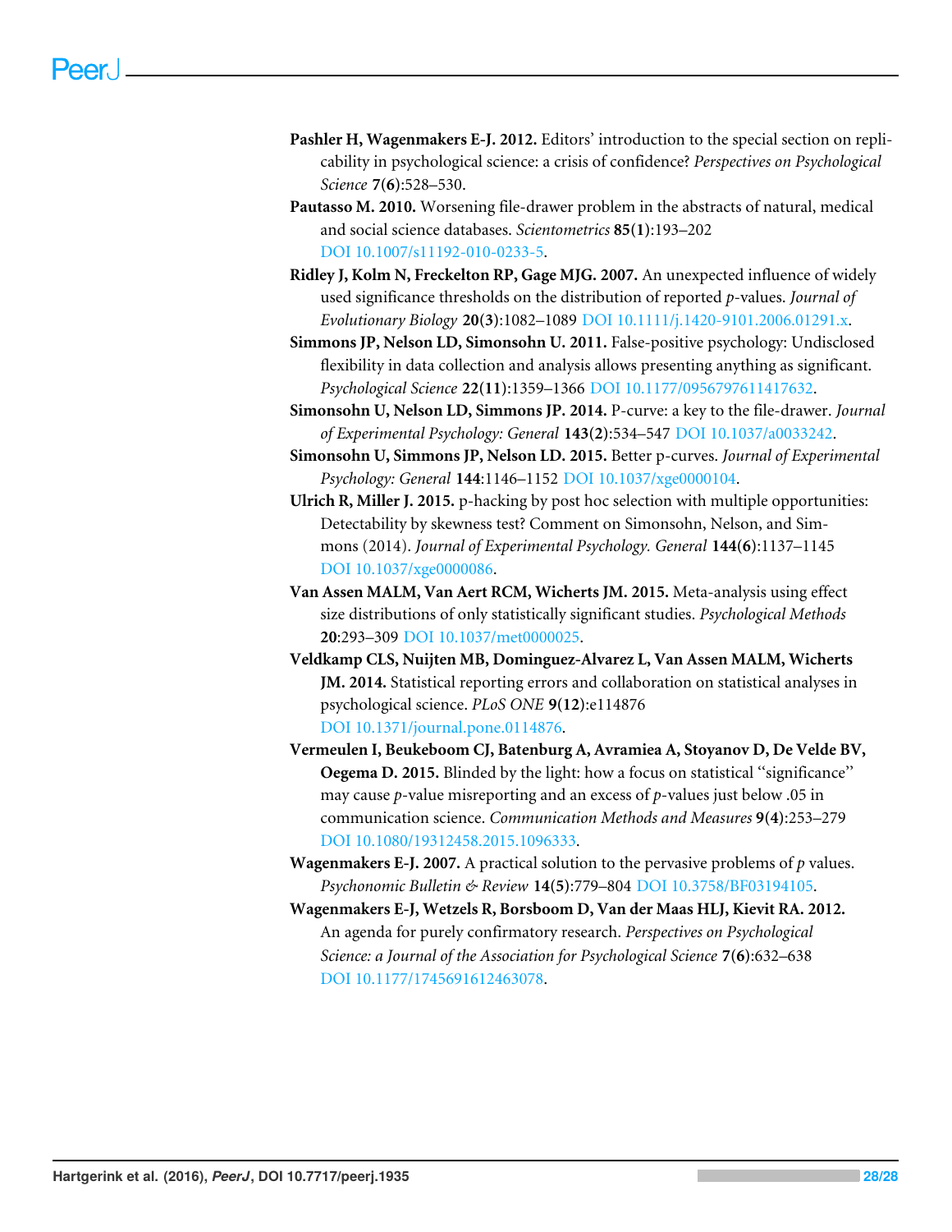**Pashler H, Wagenmakers E-J. 2012.** Editors' introduction to the special section on replicability in psychological science: a crisis of confidence? *Perspectives on Psychological Science* **7(6)**:528–530.

**Pautasso M. 2010.** Worsening file-drawer problem in the abstracts of natural, medical and social science databases. *Scientometrics* **85(1)**:193–202 DOI 10.1007/s11192-010-0233-5.

**Ridley J, Kolm N, Freckelton RP, Gage MJG. 2007.** An unexpected influence of widely used significance thresholds on the distribution of reported *p*-values. *Journal of Evolutionary Biology* **20(3)**:1082–1089 DOI 10.1111/j.1420-9101.2006.01291.x.

**Simmons JP, Nelson LD, Simonsohn U. 2011.** False-positive psychology: Undisclosed flexibility in data collection and analysis allows presenting anything as significant. *Psychological Science* **22(11)**:1359–1366 DOI 10.1177/0956797611417632.

**Simonsohn U, Nelson LD, Simmons JP. 2014.** P-curve: a key to the file-drawer. *Journal of Experimental Psychology: General* **143(2)**:534–547 DOI 10.1037/a0033242.

**Simonsohn U, Simmons JP, Nelson LD. 2015.** Better p-curves. *Journal of Experimental Psychology: General* **144**:1146–1152 DOI 10.1037/xge0000104.

**Ulrich R, Miller J. 2015.** p-hacking by post hoc selection with multiple opportunities: Detectability by skewness test? Comment on Simonsohn, Nelson, and Simmons (2014). *Journal of Experimental Psychology. General* **144(6)**:1137–1145 DOI 10.1037/xge0000086.

**Van Assen MALM, Van Aert RCM, Wicherts JM. 2015.** Meta-analysis using effect size distributions of only statistically significant studies. *Psychological Methods* **20**:293–309 DOI 10.1037/met0000025.

**Veldkamp CLS, Nuijten MB, Dominguez-Alvarez L, Van Assen MALM, Wicherts JM. 2014.** Statistical reporting errors and collaboration on statistical analyses in psychological science. *PLoS ONE* **9(12)**:e114876 DOI 10.1371/journal.pone.0114876.

**Vermeulen I, Beukeboom CJ, Batenburg A, Avramiea A, Stoyanov D, De Velde BV, Oegema D. 2015.** Blinded by the light: how a focus on statistical "significance" may cause *p*-value misreporting and an excess of *p*-values just below .05 in communication science. *Communication Methods and Measures* **9(4)**:253–279 DOI 10.1080/19312458.2015.1096333.

**Wagenmakers E-J. 2007.** A practical solution to the pervasive problems of *p* values. *Psychonomic Bulletin & Review* **14(5)**:779–804 DOI 10.3758/BF03194105.

**Wagenmakers E-J, Wetzels R, Borsboom D, Van der Maas HLJ, Kievit RA. 2012.** An agenda for purely confirmatory research. *Perspectives on Psychological Science: a Journal of the Association for Psychological Science* **7(6)**:632–638 DOI 10.1177/1745691612463078.